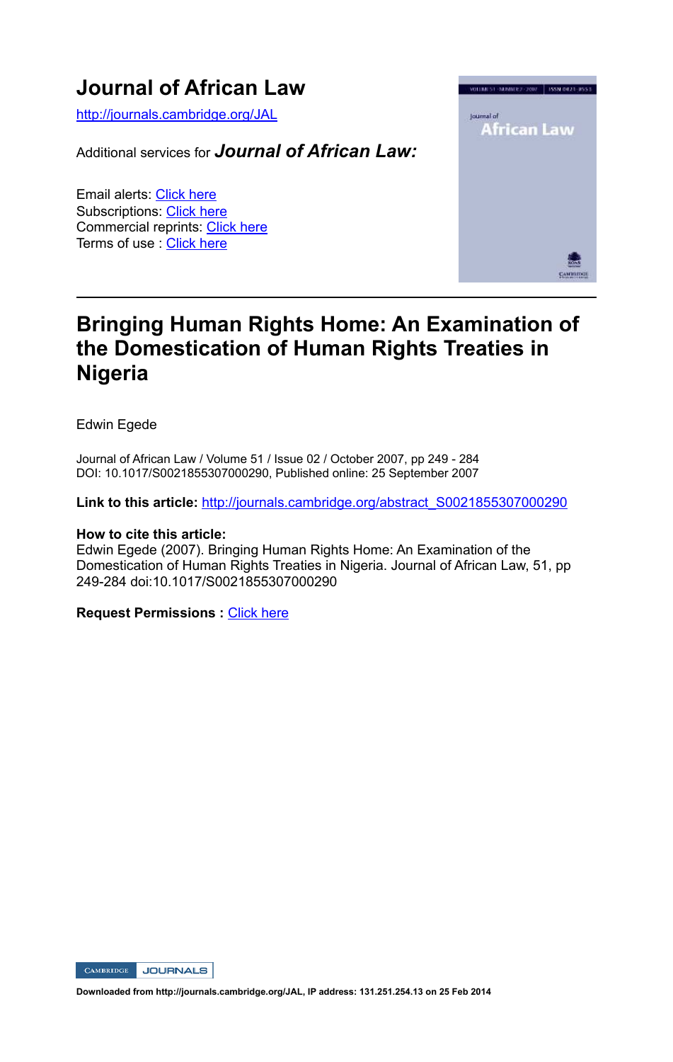# Journal of African Law

http://journals.cambridge.org/JAL

Additional services for ***Journal of African Law:***

Email alerts: Click here
Subscriptions: Click here
Commercial reprints: Click here
Terms of use : Click here

---

## Bringing Human Rights Home: An Examination of the Domestication of Human Rights Treaties in Nigeria

Edwin Egede

Journal of African Law / Volume 51 / Issue 02 / October 2007, pp 249 - 284
DOI: 10.1017/S0021855307000290, Published online: 25 September 2007

**Link to this article:** http://journals.cambridge.org/abstract_S0021855307000290

**How to cite this article:**
Edwin Egede (2007). Bringing Human Rights Home: An Examination of the Domestication of Human Rights Treaties in Nigeria. Journal of African Law, 51, pp 249-284 doi:10.1017/S0021855307000290

**Request Permissions :** Click here

**Downloaded from http://journals.cambridge.org/JAL, IP address: 131.251.254.13 on 25 Feb 2014**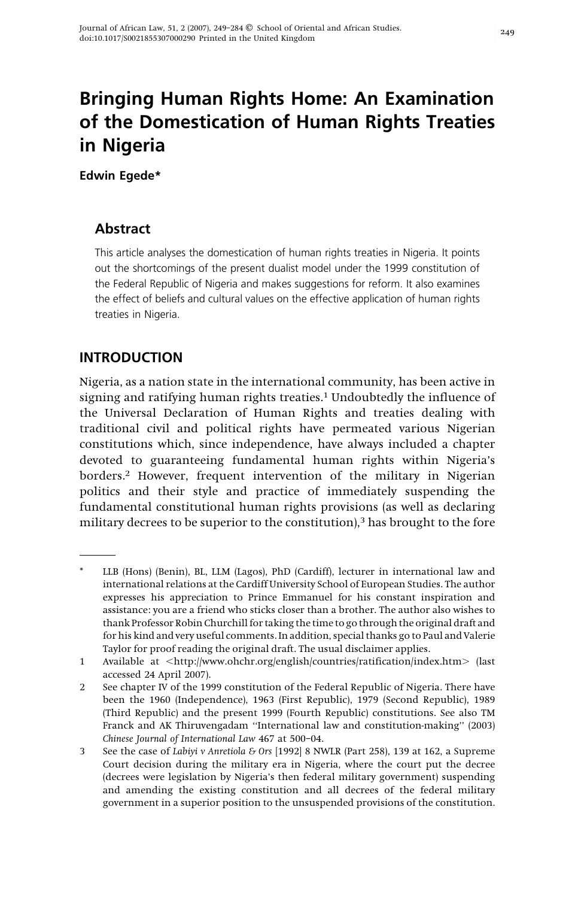# Bringing Human Rights Home: An Examination of the Domestication of Human Rights Treaties in Nigeria

**Edwin Egede***

## Abstract

This article analyses the domestication of human rights treaties in Nigeria. It points out the shortcomings of the present dualist model under the 1999 constitution of the Federal Republic of Nigeria and makes suggestions for reform. It also examines the effect of beliefs and cultural values on the effective application of human rights treaties in Nigeria.

## INTRODUCTION

Nigeria, as a nation state in the international community, has been active in signing and ratifying human rights treaties.[1] Undoubtedly the influence of the Universal Declaration of Human Rights and treaties dealing with traditional civil and political rights have permeated various Nigerian constitutions which, since independence, have always included a chapter devoted to guaranteeing fundamental human rights within Nigeria's borders.[2] However, frequent intervention of the military in Nigerian politics and their style and practice of immediately suspending the fundamental constitutional human rights provisions (as well as declaring military decrees to be superior to the constitution),[3] has brought to the fore

---

\* LLB (Hons) (Benin), BL, LLM (Lagos), PhD (Cardiff), lecturer in international law and international relations at the Cardiff University School of European Studies. The author expresses his appreciation to Prince Emmanuel for his constant inspiration and assistance: you are a friend who sticks closer than a brother. The author also wishes to thank Professor Robin Churchill for taking the time to go through the original draft and for his kind and very useful comments. In addition, special thanks go to Paul and Valerie Taylor for proof reading the original draft. The usual disclaimer applies.

1 Available at <http://www.ohchr.org/english/countries/ratification/index.htm> (last accessed 24 April 2007).

2 See chapter IV of the 1999 constitution of the Federal Republic of Nigeria. There have been the 1960 (Independence), 1963 (First Republic), 1979 (Second Republic), 1989 (Third Republic) and the present 1999 (Fourth Republic) constitutions. See also TM Franck and AK Thiruvengadam "International law and constitution-making" (2003) *Chinese Journal of International Law* 467 at 500–04.

3 See the case of *Labiyi v Anretiola & Ors* [1992] 8 NWLR (Part 258), 139 at 162, a Supreme Court decision during the military era in Nigeria, where the court put the decree (decrees were legislation by Nigeria's then federal military government) suspending and amending the existing constitution and all decrees of the federal military government in a superior position to the unsuspended provisions of the constitution.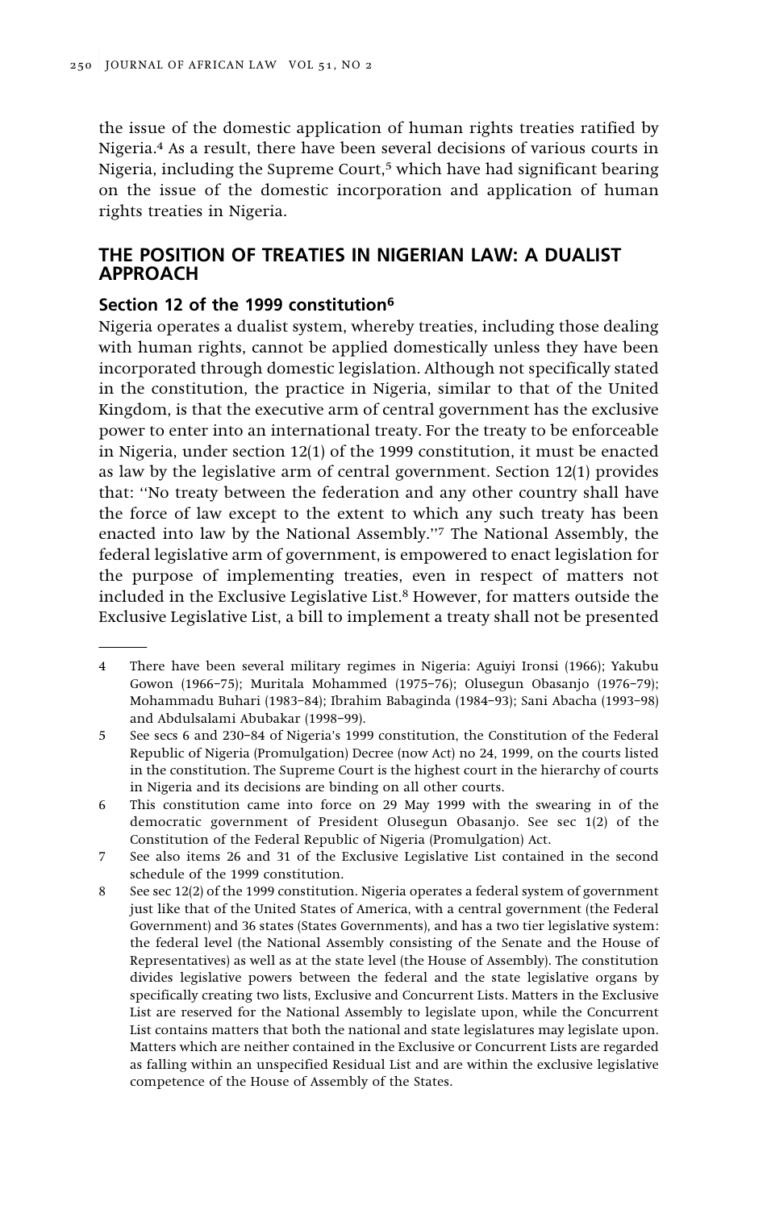the issue of the domestic application of human rights treaties ratified by Nigeria.[4] As a result, there have been several decisions of various courts in Nigeria, including the Supreme Court,[5] which have had significant bearing on the issue of the domestic incorporation and application of human rights treaties in Nigeria.

## THE POSITION OF TREATIES IN NIGERIAN LAW: A DUALIST APPROACH

### Section 12 of the 1999 constitution[6]

Nigeria operates a dualist system, whereby treaties, including those dealing with human rights, cannot be applied domestically unless they have been incorporated through domestic legislation. Although not specifically stated in the constitution, the practice in Nigeria, similar to that of the United Kingdom, is that the executive arm of central government has the exclusive power to enter into an international treaty. For the treaty to be enforceable in Nigeria, under section 12(1) of the 1999 constitution, it must be enacted as law by the legislative arm of central government. Section 12(1) provides that: "No treaty between the federation and any other country shall have the force of law except to the extent to which any such treaty has been enacted into law by the National Assembly."[7] The National Assembly, the federal legislative arm of government, is empowered to enact legislation for the purpose of implementing treaties, even in respect of matters not included in the Exclusive Legislative List.[8] However, for matters outside the Exclusive Legislative List, a bill to implement a treaty shall not be presented

---

4 There have been several military regimes in Nigeria: Aguiyi Ironsi (1966); Yakubu Gowon (1966–75); Muritala Mohammed (1975–76); Olusegun Obasanjo (1976–79); Mohammadu Buhari (1983–84); Ibrahim Babaginda (1984–93); Sani Abacha (1993–98) and Abdulsalami Abubakar (1998–99).

5 See secs 6 and 230–84 of Nigeria's 1999 constitution, the Constitution of the Federal Republic of Nigeria (Promulgation) Decree (now Act) no 24, 1999, on the courts listed in the constitution. The Supreme Court is the highest court in the hierarchy of courts in Nigeria and its decisions are binding on all other courts.

6 This constitution came into force on 29 May 1999 with the swearing in of the democratic government of President Olusegun Obasanjo. See sec 1(2) of the Constitution of the Federal Republic of Nigeria (Promulgation) Act.

7 See also items 26 and 31 of the Exclusive Legislative List contained in the second schedule of the 1999 constitution.

8 See sec 12(2) of the 1999 constitution. Nigeria operates a federal system of government just like that of the United States of America, with a central government (the Federal Government) and 36 states (States Governments), and has a two tier legislative system: the federal level (the National Assembly consisting of the Senate and the House of Representatives) as well as at the state level (the House of Assembly). The constitution divides legislative powers between the federal and the state legislative organs by specifically creating two lists, Exclusive and Concurrent Lists. Matters in the Exclusive List are reserved for the National Assembly to legislate upon, while the Concurrent List contains matters that both the national and state legislatures may legislate upon. Matters which are neither contained in the Exclusive or Concurrent Lists are regarded as falling within an unspecified Residual List and are within the exclusive legislative competence of the House of Assembly of the States.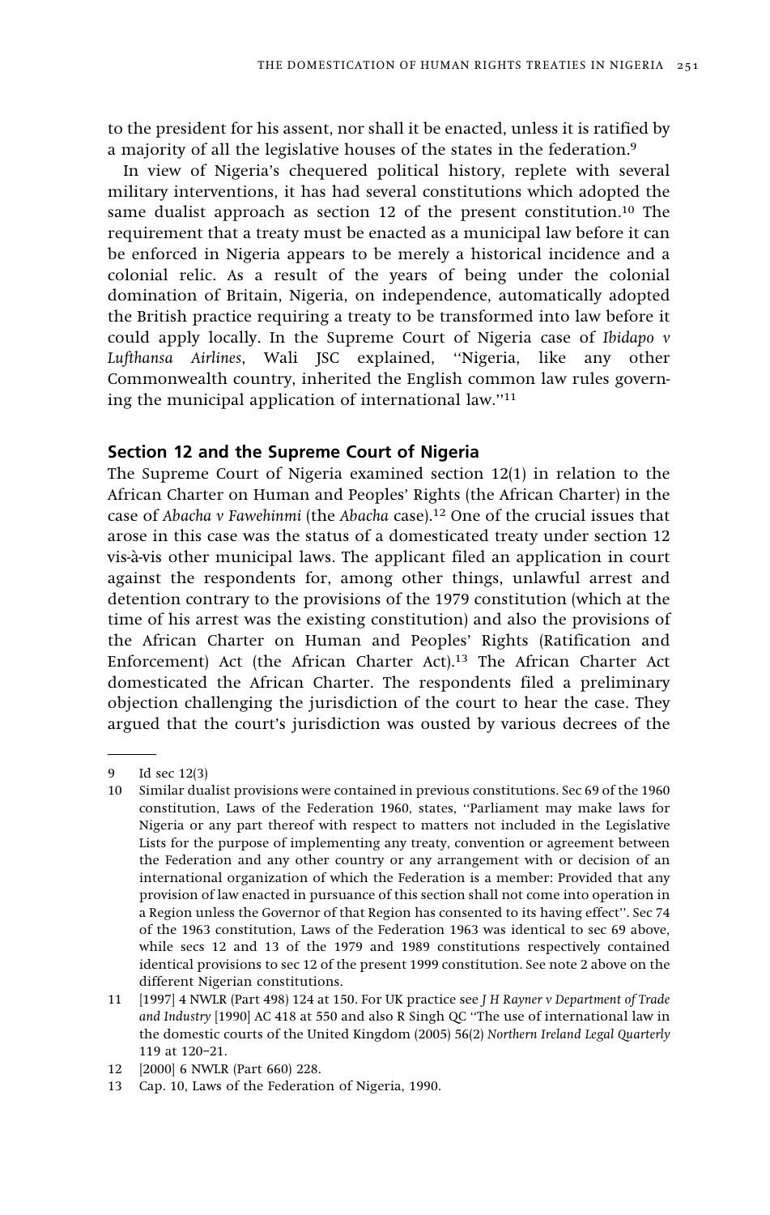to the president for his assent, nor shall it be enacted, unless it is ratified by a majority of all the legislative houses of the states in the federation.[9]

In view of Nigeria's chequered political history, replete with several military interventions, it has had several constitutions which adopted the same dualist approach as section 12 of the present constitution.[10] The requirement that a treaty must be enacted as a municipal law before it can be enforced in Nigeria appears to be merely a historical incidence and a colonial relic. As a result of the years of being under the colonial domination of Britain, Nigeria, on independence, automatically adopted the British practice requiring a treaty to be transformed into law before it could apply locally. In the Supreme Court of Nigeria case of *Ibidapo v Lufthansa Airlines*, Wali JSC explained, ''Nigeria, like any other Commonwealth country, inherited the English common law rules governing the municipal application of international law.''[11]

## Section 12 and the Supreme Court of Nigeria

The Supreme Court of Nigeria examined section 12(1) in relation to the African Charter on Human and Peoples' Rights (the African Charter) in the case of *Abacha v Fawehinmi* (the *Abacha* case).[12] One of the crucial issues that arose in this case was the status of a domesticated treaty under section 12 vis-à-vis other municipal laws. The applicant filed an application in court against the respondents for, among other things, unlawful arrest and detention contrary to the provisions of the 1979 constitution (which at the time of his arrest was the existing constitution) and also the provisions of the African Charter on Human and Peoples' Rights (Ratification and Enforcement) Act (the African Charter Act).[13] The African Charter Act domesticated the African Charter. The respondents filed a preliminary objection challenging the jurisdiction of the court to hear the case. They argued that the court's jurisdiction was ousted by various decrees of the

---

9 Id sec 12(3)

10 Similar dualist provisions were contained in previous constitutions. Sec 69 of the 1960 constitution, Laws of the Federation 1960, states, ''Parliament may make laws for Nigeria or any part thereof with respect to matters not included in the Legislative Lists for the purpose of implementing any treaty, convention or agreement between the Federation and any other country or any arrangement with or decision of an international organization of which the Federation is a member: Provided that any provision of law enacted in pursuance of this section shall not come into operation in a Region unless the Governor of that Region has consented to its having effect''. Sec 74 of the 1963 constitution, Laws of the Federation 1963 was identical to sec 69 above, while secs 12 and 13 of the 1979 and 1989 constitutions respectively contained identical provisions to sec 12 of the present 1999 constitution. See note 2 above on the different Nigerian constitutions.

11 [1997] 4 NWLR (Part 498) 124 at 150. For UK practice see *J H Rayner v Department of Trade and Industry* [1990] AC 418 at 550 and also R Singh QC ''The use of international law in the domestic courts of the United Kingdom (2005) 56(2) *Northern Ireland Legal Quarterly* 119 at 120–21.

12 [2000] 6 NWLR (Part 660) 228.

13 Cap. 10, Laws of the Federation of Nigeria, 1990.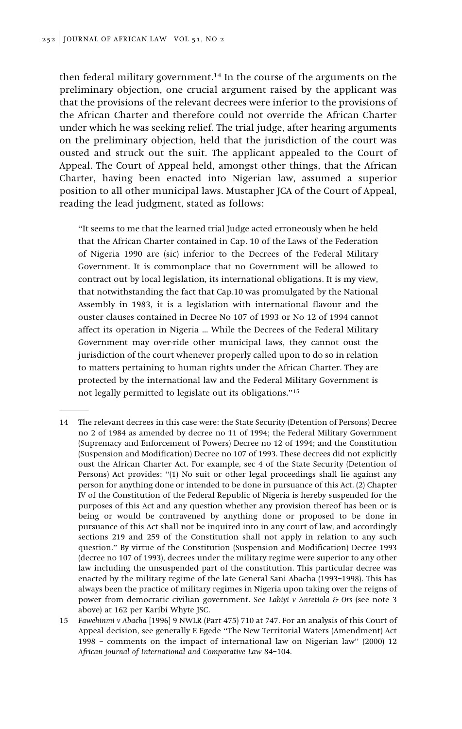then federal military government.[14] In the course of the arguments on the preliminary objection, one crucial argument raised by the applicant was that the provisions of the relevant decrees were inferior to the provisions of the African Charter and therefore could not override the African Charter under which he was seeking relief. The trial judge, after hearing arguments on the preliminary objection, held that the jurisdiction of the court was ousted and struck out the suit. The applicant appealed to the Court of Appeal. The Court of Appeal held, amongst other things, that the African Charter, having been enacted into Nigerian law, assumed a superior position to all other municipal laws. Mustapher JCA of the Court of Appeal, reading the lead judgment, stated as follows:

> "It seems to me that the learned trial Judge acted erroneously when he held that the African Charter contained in Cap. 10 of the Laws of the Federation of Nigeria 1990 are (sic) inferior to the Decrees of the Federal Military Government. It is commonplace that no Government will be allowed to contract out by local legislation, its international obligations. It is my view, that notwithstanding the fact that Cap.10 was promulgated by the National Assembly in 1983, it is a legislation with international flavour and the ouster clauses contained in Decree No 107 of 1993 or No 12 of 1994 cannot affect its operation in Nigeria ... While the Decrees of the Federal Military Government may over-ride other municipal laws, they cannot oust the jurisdiction of the court whenever properly called upon to do so in relation to matters pertaining to human rights under the African Charter. They are protected by the international law and the Federal Military Government is not legally permitted to legislate out its obligations."[15]

---

14 The relevant decrees in this case were: the State Security (Detention of Persons) Decree no 2 of 1984 as amended by decree no 11 of 1994; the Federal Military Government (Supremacy and Enforcement of Powers) Decree no 12 of 1994; and the Constitution (Suspension and Modification) Decree no 107 of 1993. These decrees did not explicitly oust the African Charter Act. For example, sec 4 of the State Security (Detention of Persons) Act provides: "(1) No suit or other legal proceedings shall lie against any person for anything done or intended to be done in pursuance of this Act. (2) Chapter IV of the Constitution of the Federal Republic of Nigeria is hereby suspended for the purposes of this Act and any question whether any provision thereof has been or is being or would be contravened by anything done or proposed to be done in pursuance of this Act shall not be inquired into in any court of law, and accordingly sections 219 and 259 of the Constitution shall not apply in relation to any such question." By virtue of the Constitution (Suspension and Modification) Decree 1993 (decree no 107 of 1993), decrees under the military regime were superior to any other law including the unsuspended part of the constitution. This particular decree was enacted by the military regime of the late General Sani Abacha (1993–1998). This has always been the practice of military regimes in Nigeria upon taking over the reigns of power from democratic civilian government. See *Labiyi v Anretiola & Ors* (see note 3 above) at 162 per Karibi Whyte JSC.

15 *Fawehinmi v Abacha* [1996] 9 NWLR (Part 475) 710 at 747. For an analysis of this Court of Appeal decision, see generally E Egede "The New Territorial Waters (Amendment) Act 1998 – comments on the impact of international law on Nigerian law" (2000) 12 *African journal of International and Comparative Law* 84–104.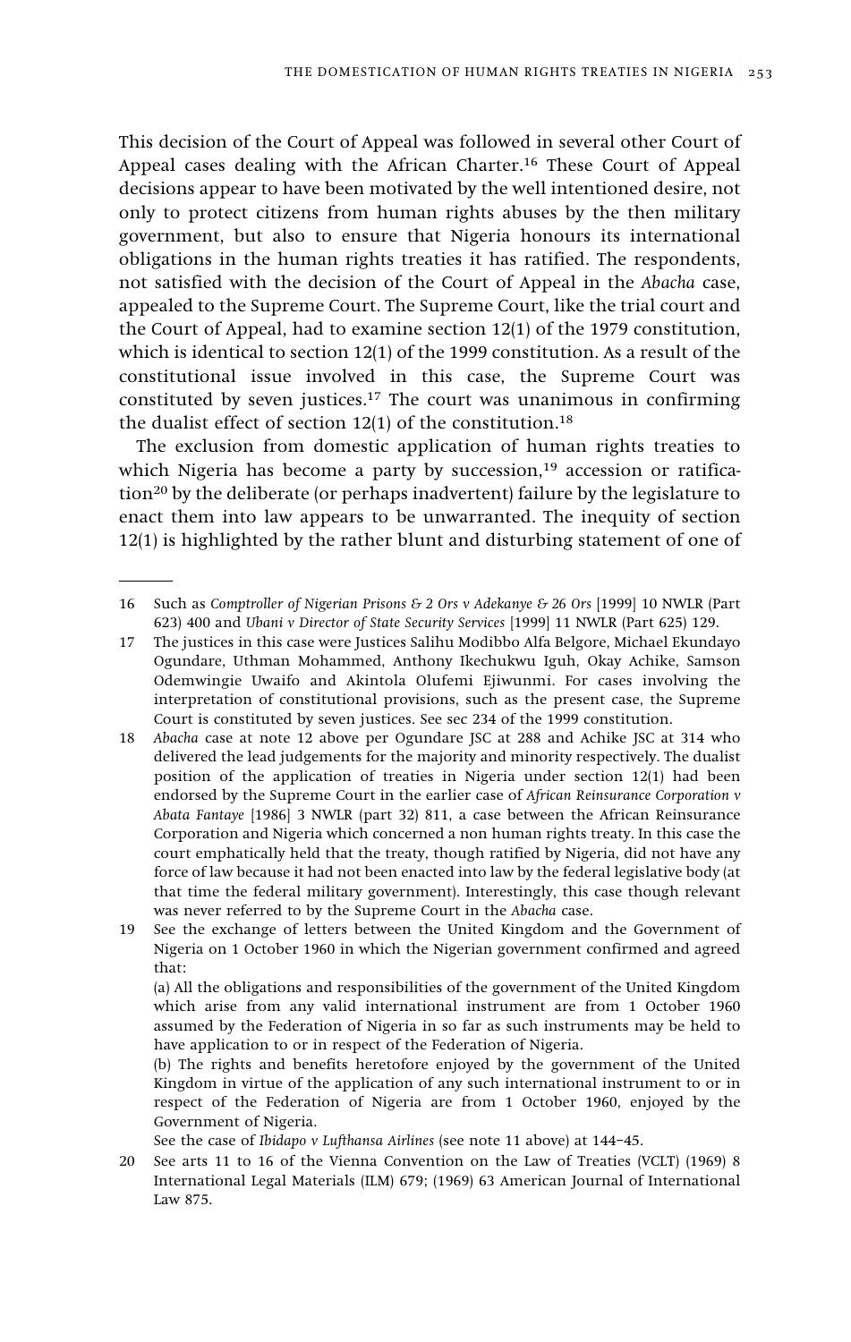This decision of the Court of Appeal was followed in several other Court of Appeal cases dealing with the African Charter.[16] These Court of Appeal decisions appear to have been motivated by the well intentioned desire, not only to protect citizens from human rights abuses by the then military government, but also to ensure that Nigeria honours its international obligations in the human rights treaties it has ratified. The respondents, not satisfied with the decision of the Court of Appeal in the *Abacha* case, appealed to the Supreme Court. The Supreme Court, like the trial court and the Court of Appeal, had to examine section 12(1) of the 1979 constitution, which is identical to section 12(1) of the 1999 constitution. As a result of the constitutional issue involved in this case, the Supreme Court was constituted by seven justices.[17] The court was unanimous in confirming the dualist effect of section 12(1) of the constitution.[18]

The exclusion from domestic application of human rights treaties to which Nigeria has become a party by succession,[19] accession or ratification[20] by the deliberate (or perhaps inadvertent) failure by the legislature to enact them into law appears to be unwarranted. The inequity of section 12(1) is highlighted by the rather blunt and disturbing statement of one of

---

16 Such as *Comptroller of Nigerian Prisons & 2 Ors v Adekanye & 26 Ors* [1999] 10 NWLR (Part 623) 400 and *Ubani v Director of State Security Services* [1999] 11 NWLR (Part 625) 129.

17 The justices in this case were Justices Salihu Modibbo Alfa Belgore, Michael Ekundayo Ogundare, Uthman Mohammed, Anthony Ikechukwu Iguh, Okay Achike, Samson Odemwingie Uwaifo and Akintola Olufemi Ejiwunmi. For cases involving the interpretation of constitutional provisions, such as the present case, the Supreme Court is constituted by seven justices. See sec 234 of the 1999 constitution.

18 *Abacha* case at note 12 above per Ogundare JSC at 288 and Achike JSC at 314 who delivered the lead judgements for the majority and minority respectively. The dualist position of the application of treaties in Nigeria under section 12(1) had been endorsed by the Supreme Court in the earlier case of *African Reinsurance Corporation v Abata Fantaye* [1986] 3 NWLR (part 32) 811, a case between the African Reinsurance Corporation and Nigeria which concerned a non human rights treaty. In this case the court emphatically held that the treaty, though ratified by Nigeria, did not have any force of law because it had not been enacted into law by the federal legislative body (at that time the federal military government). Interestingly, this case though relevant was never referred to by the Supreme Court in the *Abacha* case.

19 See the exchange of letters between the United Kingdom and the Government of Nigeria on 1 October 1960 in which the Nigerian government confirmed and agreed that:

(a) All the obligations and responsibilities of the government of the United Kingdom which arise from any valid international instrument are from 1 October 1960 assumed by the Federation of Nigeria in so far as such instruments may be held to have application to or in respect of the Federation of Nigeria.

(b) The rights and benefits heretofore enjoyed by the government of the United Kingdom in virtue of the application of any such international instrument to or in respect of the Federation of Nigeria are from 1 October 1960, enjoyed by the Government of Nigeria.

See the case of *Ibidapo v Lufthansa Airlines* (see note 11 above) at 144–45.

20 See arts 11 to 16 of the Vienna Convention on the Law of Treaties (VCLT) (1969) 8 International Legal Materials (ILM) 679; (1969) 63 American Journal of International Law 875.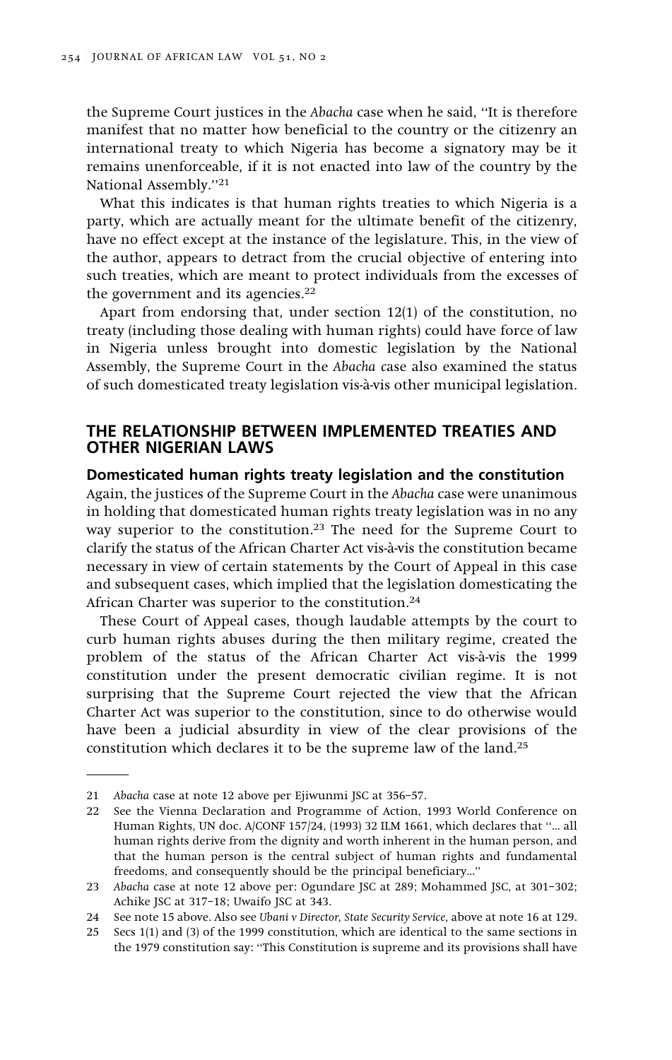the Supreme Court justices in the *Abacha* case when he said, "It is therefore manifest that no matter how beneficial to the country or the citizenry an international treaty to which Nigeria has become a signatory may be it remains unenforceable, if it is not enacted into law of the country by the National Assembly."[21]

What this indicates is that human rights treaties to which Nigeria is a party, which are actually meant for the ultimate benefit of the citizenry, have no effect except at the instance of the legislature. This, in the view of the author, appears to detract from the crucial objective of entering into such treaties, which are meant to protect individuals from the excesses of the government and its agencies.[22]

Apart from endorsing that, under section 12(1) of the constitution, no treaty (including those dealing with human rights) could have force of law in Nigeria unless brought into domestic legislation by the National Assembly, the Supreme Court in the *Abacha* case also examined the status of such domesticated treaty legislation vis-à-vis other municipal legislation.

## THE RELATIONSHIP BETWEEN IMPLEMENTED TREATIES AND OTHER NIGERIAN LAWS

### Domesticated human rights treaty legislation and the constitution

Again, the justices of the Supreme Court in the *Abacha* case were unanimous in holding that domesticated human rights treaty legislation was in no any way superior to the constitution.[23] The need for the Supreme Court to clarify the status of the African Charter Act vis-à-vis the constitution became necessary in view of certain statements by the Court of Appeal in this case and subsequent cases, which implied that the legislation domesticating the African Charter was superior to the constitution.[24]

These Court of Appeal cases, though laudable attempts by the court to curb human rights abuses during the then military regime, created the problem of the status of the African Charter Act vis-à-vis the 1999 constitution under the present democratic civilian regime. It is not surprising that the Supreme Court rejected the view that the African Charter Act was superior to the constitution, since to do otherwise would have been a judicial absurdity in view of the clear provisions of the constitution which declares it to be the supreme law of the land.[25]

---

21 *Abacha* case at note 12 above per Ejiwunmi JSC at 356–57.

22 See the Vienna Declaration and Programme of Action, 1993 World Conference on Human Rights, UN doc. A/CONF 157/24, (1993) 32 ILM 1661, which declares that "… all human rights derive from the dignity and worth inherent in the human person, and that the human person is the central subject of human rights and fundamental freedoms, and consequently should be the principal beneficiary…"

23 *Abacha* case at note 12 above per: Ogundare JSC at 289; Mohammed JSC, at 301–302; Achike JSC at 317–18; Uwaifo JSC at 343.

24 See note 15 above. Also see *Ubani v Director, State Security Service*, above at note 16 at 129.

25 Secs 1(1) and (3) of the 1999 constitution, which are identical to the same sections in the 1979 constitution say: "This Constitution is supreme and its provisions shall have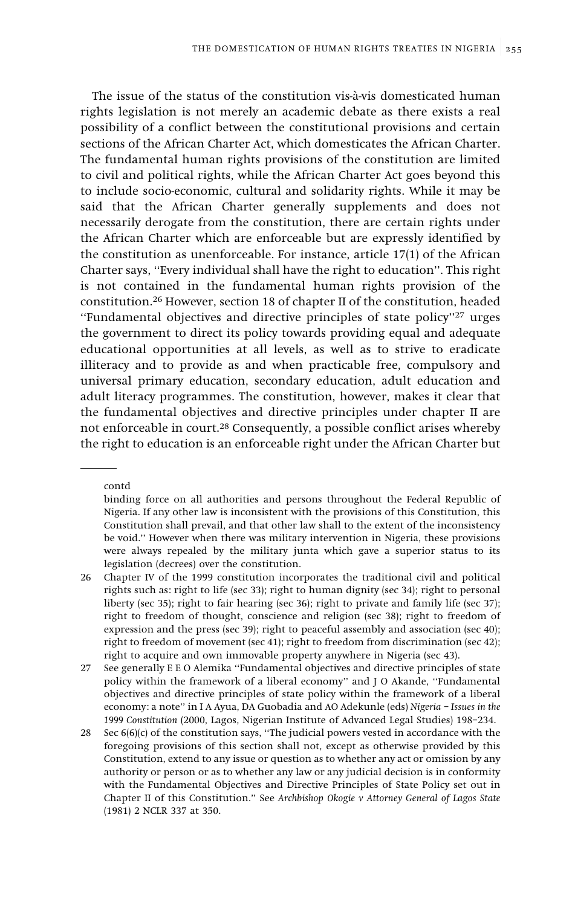The issue of the status of the constitution vis-à-vis domesticated human rights legislation is not merely an academic debate as there exists a real possibility of a conflict between the constitutional provisions and certain sections of the African Charter Act, which domesticates the African Charter. The fundamental human rights provisions of the constitution are limited to civil and political rights, while the African Charter Act goes beyond this to include socio-economic, cultural and solidarity rights. While it may be said that the African Charter generally supplements and does not necessarily derogate from the constitution, there are certain rights under the African Charter which are enforceable but are expressly identified by the constitution as unenforceable. For instance, article 17(1) of the African Charter says, "Every individual shall have the right to education". This right is not contained in the fundamental human rights provision of the constitution.[26] However, section 18 of chapter II of the constitution, headed "Fundamental objectives and directive principles of state policy"[27] urges the government to direct its policy towards providing equal and adequate educational opportunities at all levels, as well as to strive to eradicate illiteracy and to provide as and when practicable free, compulsory and universal primary education, secondary education, adult education and adult literacy programmes. The constitution, however, makes it clear that the fundamental objectives and directive principles under chapter II are not enforceable in court.[28] Consequently, a possible conflict arises whereby the right to education is an enforceable right under the African Charter but

---

contd

binding force on all authorities and persons throughout the Federal Republic of Nigeria. If any other law is inconsistent with the provisions of this Constitution, this Constitution shall prevail, and that other law shall to the extent of the inconsistency be void." However when there was military intervention in Nigeria, these provisions were always repealed by the military junta which gave a superior status to its legislation (decrees) over the constitution.

26 Chapter IV of the 1999 constitution incorporates the traditional civil and political rights such as: right to life (sec 33); right to human dignity (sec 34); right to personal liberty (sec 35); right to fair hearing (sec 36); right to private and family life (sec 37); right to freedom of thought, conscience and religion (sec 38); right to freedom of expression and the press (sec 39); right to peaceful assembly and association (sec 40); right to freedom of movement (sec 41); right to freedom from discrimination (sec 42); right to acquire and own immovable property anywhere in Nigeria (sec 43).

27 See generally E E O Alemika "Fundamental objectives and directive principles of state policy within the framework of a liberal economy" and J O Akande, "Fundamental objectives and directive principles of state policy within the framework of a liberal economy: a note" in I A Ayua, DA Guobadia and AO Adekunle (eds) *Nigeria – Issues in the 1999 Constitution* (2000, Lagos, Nigerian Institute of Advanced Legal Studies) 198–234.

28 Sec 6(6)(c) of the constitution says, "The judicial powers vested in accordance with the foregoing provisions of this section shall not, except as otherwise provided by this Constitution, extend to any issue or question as to whether any act or omission by any authority or person or as to whether any law or any judicial decision is in conformity with the Fundamental Objectives and Directive Principles of State Policy set out in Chapter II of this Constitution." See *Archbishop Okogie v Attorney General of Lagos State* (1981) 2 NCLR 337 at 350.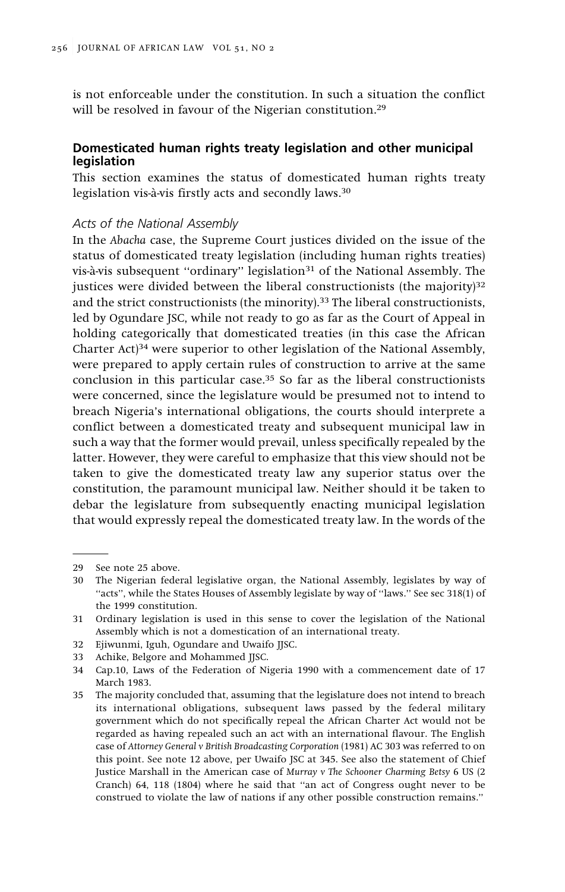is not enforceable under the constitution. In such a situation the conflict will be resolved in favour of the Nigerian constitution.[29]

## Domesticated human rights treaty legislation and other municipal legislation

This section examines the status of domesticated human rights treaty legislation vis-à-vis firstly acts and secondly laws.[30]

### *Acts of the National Assembly*

In the *Abacha* case, the Supreme Court justices divided on the issue of the status of domesticated treaty legislation (including human rights treaties) vis-à-vis subsequent "ordinary" legislation[31] of the National Assembly. The justices were divided between the liberal constructionists (the majority)[32] and the strict constructionists (the minority).[33] The liberal constructionists, led by Ogundare JSC, while not ready to go as far as the Court of Appeal in holding categorically that domesticated treaties (in this case the African Charter Act)[34] were superior to other legislation of the National Assembly, were prepared to apply certain rules of construction to arrive at the same conclusion in this particular case.[35] So far as the liberal constructionists were concerned, since the legislature would be presumed not to intend to breach Nigeria's international obligations, the courts should interprete a conflict between a domesticated treaty and subsequent municipal law in such a way that the former would prevail, unless specifically repealed by the latter. However, they were careful to emphasize that this view should not be taken to give the domesticated treaty law any superior status over the constitution, the paramount municipal law. Neither should it be taken to debar the legislature from subsequently enacting municipal legislation that would expressly repeal the domesticated treaty law. In the words of the

---

29 See note 25 above.

30 The Nigerian federal legislative organ, the National Assembly, legislates by way of "acts", while the States Houses of Assembly legislate by way of "laws." See sec 318(1) of the 1999 constitution.

31 Ordinary legislation is used in this sense to cover the legislation of the National Assembly which is not a domestication of an international treaty.

32 Ejiwunmi, Iguh, Ogundare and Uwaifo JJSC.

33 Achike, Belgore and Mohammed JJSC.

34 Cap.10, Laws of the Federation of Nigeria 1990 with a commencement date of 17 March 1983.

35 The majority concluded that, assuming that the legislature does not intend to breach its international obligations, subsequent laws passed by the federal military government which do not specifically repeal the African Charter Act would not be regarded as having repealed such an act with an international flavour. The English case of *Attorney General v British Broadcasting Corporation* (1981) AC 303 was referred to on this point. See note 12 above, per Uwaifo JSC at 345. See also the statement of Chief Justice Marshall in the American case of *Murray v The Schooner Charming Betsy* 6 US (2 Cranch) 64, 118 (1804) where he said that "an act of Congress ought never to be construed to violate the law of nations if any other possible construction remains."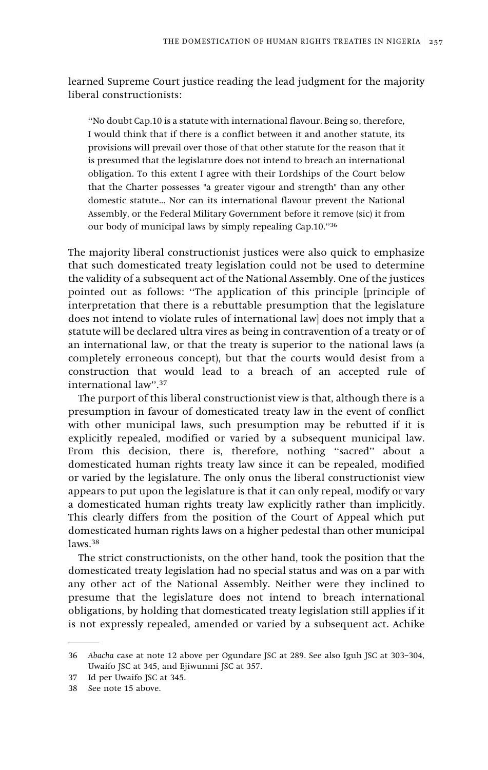learned Supreme Court justice reading the lead judgment for the majority liberal constructionists:

> "No doubt Cap.10 is a statute with international flavour. Being so, therefore, I would think that if there is a conflict between it and another statute, its provisions will prevail over those of that other statute for the reason that it is presumed that the legislature does not intend to breach an international obligation. To this extent I agree with their Lordships of the Court below that the Charter possesses "a greater vigour and strength" than any other domestic statute... Nor can its international flavour prevent the National Assembly, or the Federal Military Government before it remove (sic) it from our body of municipal laws by simply repealing Cap.10."[36]

The majority liberal constructionist justices were also quick to emphasize that such domesticated treaty legislation could not be used to determine the validity of a subsequent act of the National Assembly. One of the justices pointed out as follows: "The application of this principle [principle of interpretation that there is a rebuttable presumption that the legislature does not intend to violate rules of international law] does not imply that a statute will be declared ultra vires as being in contravention of a treaty or of an international law, or that the treaty is superior to the national laws (a completely erroneous concept), but that the courts would desist from a construction that would lead to a breach of an accepted rule of international law".[37]

The purport of this liberal constructionist view is that, although there is a presumption in favour of domesticated treaty law in the event of conflict with other municipal laws, such presumption may be rebutted if it is explicitly repealed, modified or varied by a subsequent municipal law. From this decision, there is, therefore, nothing "sacred" about a domesticated human rights treaty law since it can be repealed, modified or varied by the legislature. The only onus the liberal constructionist view appears to put upon the legislature is that it can only repeal, modify or vary a domesticated human rights treaty law explicitly rather than implicitly. This clearly differs from the position of the Court of Appeal which put domesticated human rights laws on a higher pedestal than other municipal laws.[38]

The strict constructionists, on the other hand, took the position that the domesticated treaty legislation had no special status and was on a par with any other act of the National Assembly. Neither were they inclined to presume that the legislature does not intend to breach international obligations, by holding that domesticated treaty legislation still applies if it is not expressly repealed, amended or varied by a subsequent act. Achike

---

36 *Abacha* case at note 12 above per Ogundare JSC at 289. See also Iguh JSC at 303–304, Uwaifo JSC at 345, and Ejiwunmi JSC at 357.

37 Id per Uwaifo JSC at 345.

38 See note 15 above.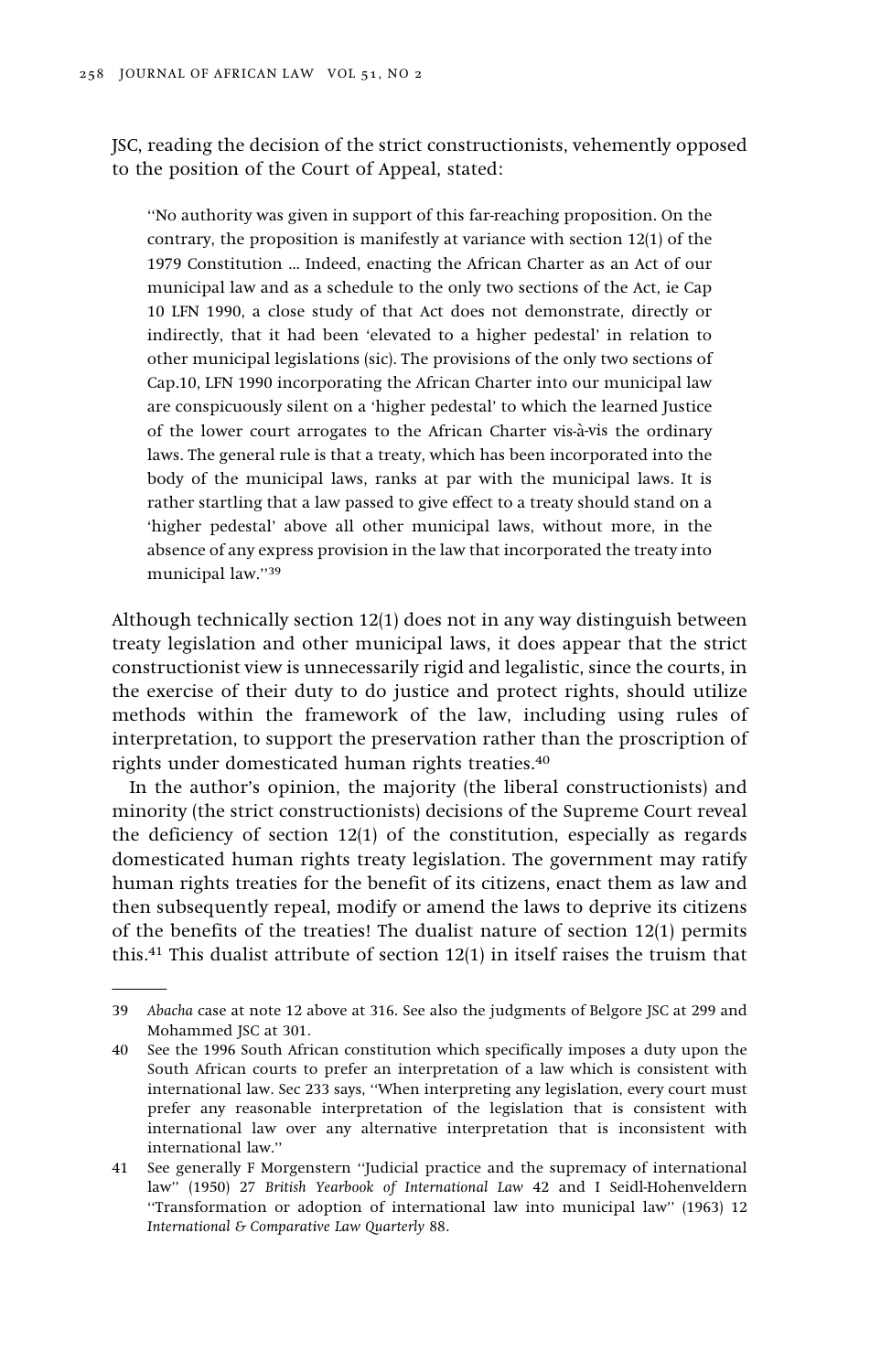JSC, reading the decision of the strict constructionists, vehemently opposed to the position of the Court of Appeal, stated:

> "No authority was given in support of this far-reaching proposition. On the contrary, the proposition is manifestly at variance with section 12(1) of the 1979 Constitution ... Indeed, enacting the African Charter as an Act of our municipal law and as a schedule to the only two sections of the Act, ie Cap 10 LFN 1990, a close study of that Act does not demonstrate, directly or indirectly, that it had been 'elevated to a higher pedestal' in relation to other municipal legislations (sic). The provisions of the only two sections of Cap.10, LFN 1990 incorporating the African Charter into our municipal law are conspicuously silent on a 'higher pedestal' to which the learned Justice of the lower court arrogates to the African Charter vis-à-vis the ordinary laws. The general rule is that a treaty, which has been incorporated into the body of the municipal laws, ranks at par with the municipal laws. It is rather startling that a law passed to give effect to a treaty should stand on a 'higher pedestal' above all other municipal laws, without more, in the absence of any express provision in the law that incorporated the treaty into municipal law."[39]

Although technically section 12(1) does not in any way distinguish between treaty legislation and other municipal laws, it does appear that the strict constructionist view is unnecessarily rigid and legalistic, since the courts, in the exercise of their duty to do justice and protect rights, should utilize methods within the framework of the law, including using rules of interpretation, to support the preservation rather than the proscription of rights under domesticated human rights treaties.[40]

In the author's opinion, the majority (the liberal constructionists) and minority (the strict constructionists) decisions of the Supreme Court reveal the deficiency of section 12(1) of the constitution, especially as regards domesticated human rights treaty legislation. The government may ratify human rights treaties for the benefit of its citizens, enact them as law and then subsequently repeal, modify or amend the laws to deprive its citizens of the benefits of the treaties! The dualist nature of section 12(1) permits this.[41] This dualist attribute of section 12(1) in itself raises the truism that

---

39 *Abacha* case at note 12 above at 316. See also the judgments of Belgore JSC at 299 and Mohammed JSC at 301.

40 See the 1996 South African constitution which specifically imposes a duty upon the South African courts to prefer an interpretation of a law which is consistent with international law. Sec 233 says, "When interpreting any legislation, every court must prefer any reasonable interpretation of the legislation that is consistent with international law over any alternative interpretation that is inconsistent with international law."

41 See generally F Morgenstern "Judicial practice and the supremacy of international law" (1950) 27 *British Yearbook of International Law* 42 and I Seidl-Hohenveldern "Transformation or adoption of international law into municipal law" (1963) 12 *International & Comparative Law Quarterly* 88.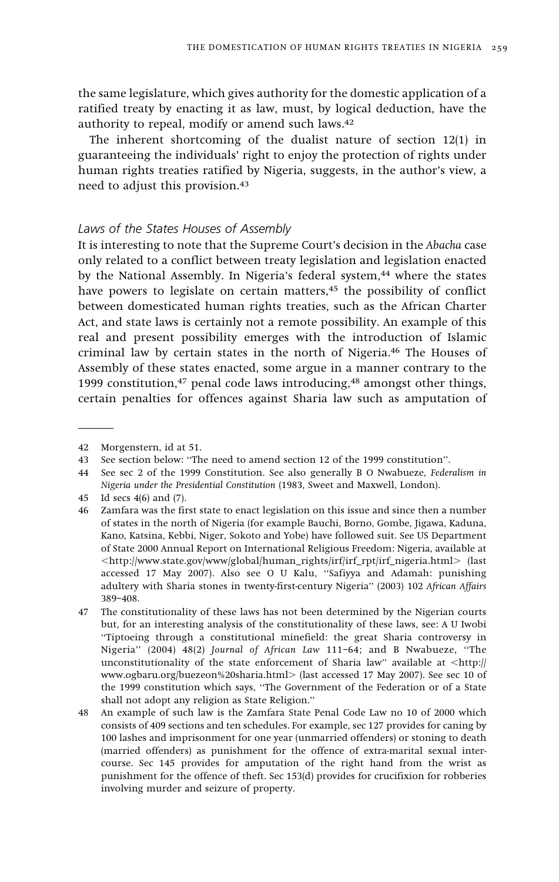the same legislature, which gives authority for the domestic application of a ratified treaty by enacting it as law, must, by logical deduction, have the authority to repeal, modify or amend such laws.[42]

The inherent shortcoming of the dualist nature of section 12(1) in guaranteeing the individuals' right to enjoy the protection of rights under human rights treaties ratified by Nigeria, suggests, in the author's view, a need to adjust this provision.[43]

### *Laws of the States Houses of Assembly*

It is interesting to note that the Supreme Court's decision in the *Abacha* case only related to a conflict between treaty legislation and legislation enacted by the National Assembly. In Nigeria's federal system,[44] where the states have powers to legislate on certain matters,[45] the possibility of conflict between domesticated human rights treaties, such as the African Charter Act, and state laws is certainly not a remote possibility. An example of this real and present possibility emerges with the introduction of Islamic criminal law by certain states in the north of Nigeria.[46] The Houses of Assembly of these states enacted, some argue in a manner contrary to the 1999 constitution,[47] penal code laws introducing,[48] amongst other things, certain penalties for offences against Sharia law such as amputation of

---

42 Morgenstern, id at 51.

43 See section below: "The need to amend section 12 of the 1999 constitution".

44 See sec 2 of the 1999 Constitution. See also generally B O Nwabueze, *Federalism in Nigeria under the Presidential Constitution* (1983, Sweet and Maxwell, London).

45 Id secs 4(6) and (7).

46 Zamfara was the first state to enact legislation on this issue and since then a number of states in the north of Nigeria (for example Bauchi, Borno, Gombe, Jigawa, Kaduna, Kano, Katsina, Kebbi, Niger, Sokoto and Yobe) have followed suit. See US Department of State 2000 Annual Report on International Religious Freedom: Nigeria, available at <http://www.state.gov/www/global/human_rights/irf/irf_rpt/irf_nigeria.html> (last accessed 17 May 2007). Also see O U Kalu, "Safiyya and Adamah: punishing adultery with Sharia stones in twenty-first-century Nigeria" (2003) 102 *African Affairs* 389–408.

47 The constitutionality of these laws has not been determined by the Nigerian courts but, for an interesting analysis of the constitutionality of these laws, see: A U Iwobi "Tiptoeing through a constitutional minefield: the great Sharia controversy in Nigeria" (2004) 48(2) *Journal of African Law* 111–64; and B Nwabueze, "The unconstitutionality of the state enforcement of Sharia law" available at <http://www.ogbaru.org/buezeon%20sharia.html> (last accessed 17 May 2007). See sec 10 of the 1999 constitution which says, "The Government of the Federation or of a State shall not adopt any religion as State Religion."

48 An example of such law is the Zamfara State Penal Code Law no 10 of 2000 which consists of 409 sections and ten schedules. For example, sec 127 provides for caning by 100 lashes and imprisonment for one year (unmarried offenders) or stoning to death (married offenders) as punishment for the offence of extra-marital sexual intercourse. Sec 145 provides for amputation of the right hand from the wrist as punishment for the offence of theft. Sec 153(d) provides for crucifixion for robberies involving murder and seizure of property.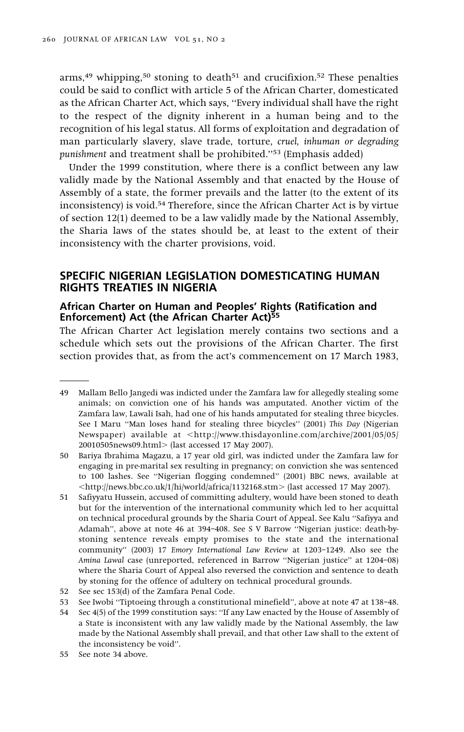arms,[49] whipping,[50] stoning to death[51] and crucifixion.[52] These penalties could be said to conflict with article 5 of the African Charter, domesticated as the African Charter Act, which says, "Every individual shall have the right to the respect of the dignity inherent in a human being and to the recognition of his legal status. All forms of exploitation and degradation of man particularly slavery, slave trade, torture, *cruel, inhuman or degrading punishment* and treatment shall be prohibited."[53] (Emphasis added)

Under the 1999 constitution, where there is a conflict between any law validly made by the National Assembly and that enacted by the House of Assembly of a state, the former prevails and the latter (to the extent of its inconsistency) is void.[54] Therefore, since the African Charter Act is by virtue of section 12(1) deemed to be a law validly made by the National Assembly, the Sharia laws of the states should be, at least to the extent of their inconsistency with the charter provisions, void.

## SPECIFIC NIGERIAN LEGISLATION DOMESTICATING HUMAN RIGHTS TREATIES IN NIGERIA

### African Charter on Human and Peoples' Rights (Ratification and Enforcement) Act (the African Charter Act)[55]

The African Charter Act legislation merely contains two sections and a schedule which sets out the provisions of the African Charter. The first section provides that, as from the act's commencement on 17 March 1983,

---

49 Mallam Bello Jangedi was indicted under the Zamfara law for allegedly stealing some animals; on conviction one of his hands was amputated. Another victim of the Zamfara law, Lawali Isah, had one of his hands amputated for stealing three bicycles. See I Maru "Man loses hand for stealing three bicycles" (2001) *This Day* (Nigerian Newspaper) available at <http://www.thisdayonline.com/archive/2001/05/05/20010505news09.html> (last accessed 17 May 2007).

50 Bariya Ibrahima Magazu, a 17 year old girl, was indicted under the Zamfara law for engaging in pre-marital sex resulting in pregnancy; on conviction she was sentenced to 100 lashes. See "Nigerian flogging condemned" (2001) BBC news, available at <http://news.bbc.co.uk/1/hi/world/africa/1132168.stm> (last accessed 17 May 2007).

51 Safiyyatu Hussein, accused of committing adultery, would have been stoned to death but for the intervention of the international community which led to her acquittal on technical procedural grounds by the Sharia Court of Appeal. See Kalu "Safiyya and Adamah", above at note 46 at 394–408. See S V Barrow "Nigerian justice: death-by-stoning sentence reveals empty promises to the state and the international community" (2003) 17 *Emory International Law Review* at 1203–1249. Also see the *Amina Lawal* case (unreported, referenced in Barrow "Nigerian justice" at 1204–08) where the Sharia Court of Appeal also reversed the conviction and sentence to death by stoning for the offence of adultery on technical procedural grounds.

52 See sec 153(d) of the Zamfara Penal Code.

53 See Iwobi "Tiptoeing through a constitutional minefield", above at note 47 at 138–48.

54 Sec 4(5) of the 1999 constitution says: "If any Law enacted by the House of Assembly of a State is inconsistent with any law validly made by the National Assembly, the law made by the National Assembly shall prevail, and that other Law shall to the extent of the inconsistency be void".

55 See note 34 above.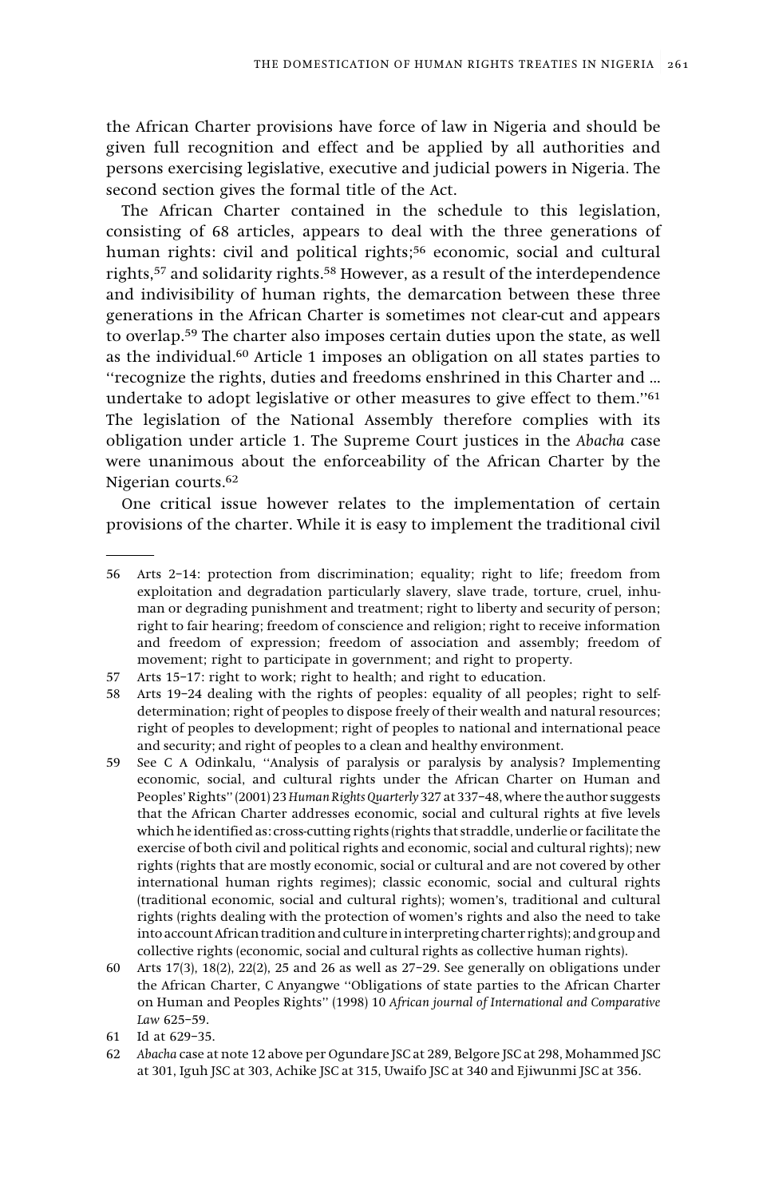the African Charter provisions have force of law in Nigeria and should be given full recognition and effect and be applied by all authorities and persons exercising legislative, executive and judicial powers in Nigeria. The second section gives the formal title of the Act.

The African Charter contained in the schedule to this legislation, consisting of 68 articles, appears to deal with the three generations of human rights: civil and political rights;[56] economic, social and cultural rights,[57] and solidarity rights.[58] However, as a result of the interdependence and indivisibility of human rights, the demarcation between these three generations in the African Charter is sometimes not clear-cut and appears to overlap.[59] The charter also imposes certain duties upon the state, as well as the individual.[60] Article 1 imposes an obligation on all states parties to "recognize the rights, duties and freedoms enshrined in this Charter and ... undertake to adopt legislative or other measures to give effect to them."[61] The legislation of the National Assembly therefore complies with its obligation under article 1. The Supreme Court justices in the *Abacha* case were unanimous about the enforceability of the African Charter by the Nigerian courts.[62]

One critical issue however relates to the implementation of certain provisions of the charter. While it is easy to implement the traditional civil

---

56 Arts 2–14: protection from discrimination; equality; right to life; freedom from exploitation and degradation particularly slavery, slave trade, torture, cruel, inhuman or degrading punishment and treatment; right to liberty and security of person; right to fair hearing; freedom of conscience and religion; right to receive information and freedom of expression; freedom of association and assembly; freedom of movement; right to participate in government; and right to property.

57 Arts 15–17: right to work; right to health; and right to education.

58 Arts 19–24 dealing with the rights of peoples: equality of all peoples; right to self-determination; right of peoples to dispose freely of their wealth and natural resources; right of peoples to development; right of peoples to national and international peace and security; and right of peoples to a clean and healthy environment.

59 See C A Odinkalu, "Analysis of paralysis or paralysis by analysis? Implementing economic, social, and cultural rights under the African Charter on Human and Peoples' Rights" (2001) 23 *Human Rights Quarterly* 327 at 337–48, where the author suggests that the African Charter addresses economic, social and cultural rights at five levels which he identified as: cross-cutting rights (rights that straddle, underlie or facilitate the exercise of both civil and political rights and economic, social and cultural rights); new rights (rights that are mostly economic, social or cultural and are not covered by other international human rights regimes); classic economic, social and cultural rights (traditional economic, social and cultural rights); women's, traditional and cultural rights (rights dealing with the protection of women's rights and also the need to take into account African tradition and culture in interpreting charter rights); and group and collective rights (economic, social and cultural rights as collective human rights).

60 Arts 17(3), 18(2), 22(2), 25 and 26 as well as 27–29. See generally on obligations under the African Charter, C Anyangwe "Obligations of state parties to the African Charter on Human and Peoples Rights" (1998) 10 *African journal of International and Comparative Law* 625–59.

61 Id at 629–35.

62 *Abacha* case at note 12 above per Ogundare JSC at 289, Belgore JSC at 298, Mohammed JSC at 301, Iguh JSC at 303, Achike JSC at 315, Uwaifo JSC at 340 and Ejiwunmi JSC at 356.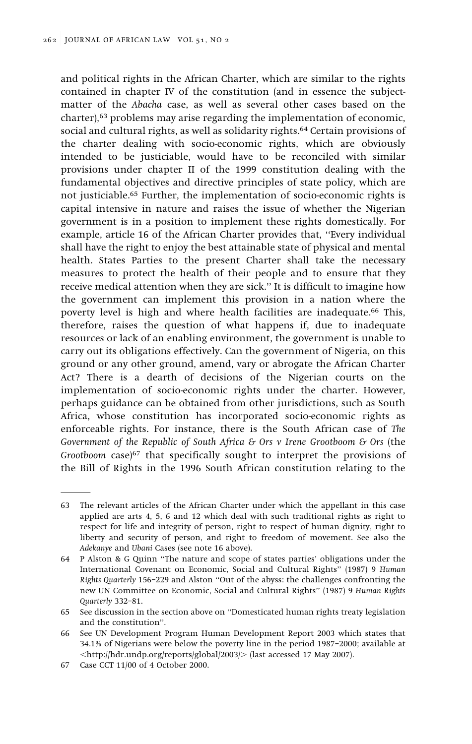and political rights in the African Charter, which are similar to the rights contained in chapter IV of the constitution (and in essence the subject-matter of the *Abacha* case, as well as several other cases based on the charter),[63] problems may arise regarding the implementation of economic, social and cultural rights, as well as solidarity rights.[64] Certain provisions of the charter dealing with socio-economic rights, which are obviously intended to be justiciable, would have to be reconciled with similar provisions under chapter II of the 1999 constitution dealing with the fundamental objectives and directive principles of state policy, which are not justiciable.[65] Further, the implementation of socio-economic rights is capital intensive in nature and raises the issue of whether the Nigerian government is in a position to implement these rights domestically. For example, article 16 of the African Charter provides that, "Every individual shall have the right to enjoy the best attainable state of physical and mental health. States Parties to the present Charter shall take the necessary measures to protect the health of their people and to ensure that they receive medical attention when they are sick." It is difficult to imagine how the government can implement this provision in a nation where the poverty level is high and where health facilities are inadequate.[66] This, therefore, raises the question of what happens if, due to inadequate resources or lack of an enabling environment, the government is unable to carry out its obligations effectively. Can the government of Nigeria, on this ground or any other ground, amend, vary or abrogate the African Charter Act? There is a dearth of decisions of the Nigerian courts on the implementation of socio-economic rights under the charter. However, perhaps guidance can be obtained from other jurisdictions, such as South Africa, whose constitution has incorporated socio-economic rights as enforceable rights. For instance, there is the South African case of *The Government of the Republic of South Africa & Ors v Irene Grootboom & Ors* (the *Grootboom* case)[67] that specifically sought to interpret the provisions of the Bill of Rights in the 1996 South African constitution relating to the

---

63 The relevant articles of the African Charter under which the appellant in this case applied are arts 4, 5, 6 and 12 which deal with such traditional rights as right to respect for life and integrity of person, right to respect of human dignity, right to liberty and security of person, and right to freedom of movement. See also the *Adekanye* and *Ubani* Cases (see note 16 above).

64 P Alston & G Quinn "The nature and scope of states parties' obligations under the International Covenant on Economic, Social and Cultural Rights" (1987) 9 *Human Rights Quarterly* 156–229 and Alston "Out of the abyss: the challenges confronting the new UN Committee on Economic, Social and Cultural Rights" (1987) 9 *Human Rights Quarterly* 332–81.

65 See discussion in the section above on "Domesticated human rights treaty legislation and the constitution".

66 See UN Development Program Human Development Report 2003 which states that 34.1% of Nigerians were below the poverty line in the period 1987–2000; available at <http://hdr.undp.org/reports/global/2003/> (last accessed 17 May 2007).

67 Case CCT 11/00 of 4 October 2000.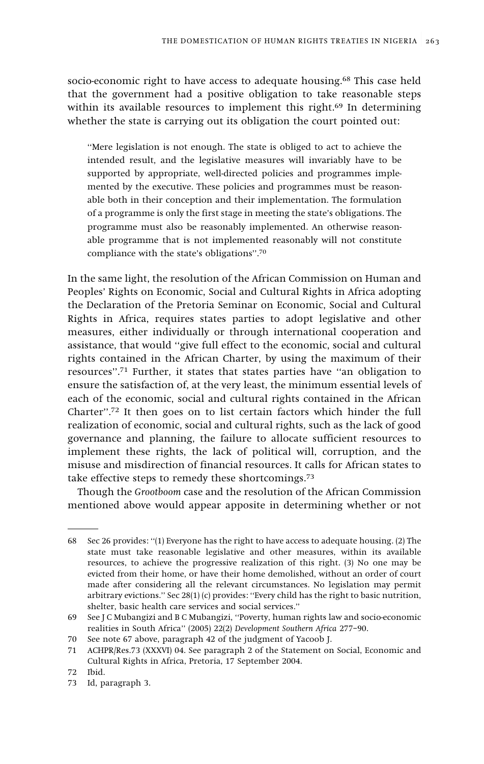socio-economic right to have access to adequate housing.[68] This case held that the government had a positive obligation to take reasonable steps within its available resources to implement this right.[69] In determining whether the state is carrying out its obligation the court pointed out:

> "Mere legislation is not enough. The state is obliged to act to achieve the intended result, and the legislative measures will invariably have to be supported by appropriate, well-directed policies and programmes implemented by the executive. These policies and programmes must be reasonable both in their conception and their implementation. The formulation of a programme is only the first stage in meeting the state's obligations. The programme must also be reasonably implemented. An otherwise reasonable programme that is not implemented reasonably will not constitute compliance with the state's obligations".[70]

In the same light, the resolution of the African Commission on Human and Peoples' Rights on Economic, Social and Cultural Rights in Africa adopting the Declaration of the Pretoria Seminar on Economic, Social and Cultural Rights in Africa, requires states parties to adopt legislative and other measures, either individually or through international cooperation and assistance, that would "give full effect to the economic, social and cultural rights contained in the African Charter, by using the maximum of their resources".[71] Further, it states that states parties have "an obligation to ensure the satisfaction of, at the very least, the minimum essential levels of each of the economic, social and cultural rights contained in the African Charter".[72] It then goes on to list certain factors which hinder the full realization of economic, social and cultural rights, such as the lack of good governance and planning, the failure to allocate sufficient resources to implement these rights, the lack of political will, corruption, and the misuse and misdirection of financial resources. It calls for African states to take effective steps to remedy these shortcomings.[73]

Though the *Grootboom* case and the resolution of the African Commission mentioned above would appear apposite in determining whether or not

---

68 Sec 26 provides: "(1) Everyone has the right to have access to adequate housing. (2) The state must take reasonable legislative and other measures, within its available resources, to achieve the progressive realization of this right. (3) No one may be evicted from their home, or have their home demolished, without an order of court made after considering all the relevant circumstances. No legislation may permit arbitrary evictions." Sec 28(1) (c) provides: "Every child has the right to basic nutrition, shelter, basic health care services and social services."

69 See J C Mubangizi and B C Mubangizi, "Poverty, human rights law and socio-economic realities in South Africa" (2005) 22(2) *Development Southern Africa* 277–90.

70 See note 67 above, paragraph 42 of the judgment of Yacoob J.

71 ACHPR/Res.73 (XXXVI) 04. See paragraph 2 of the Statement on Social, Economic and Cultural Rights in Africa, Pretoria, 17 September 2004.

72 Ibid.

73 Id, paragraph 3.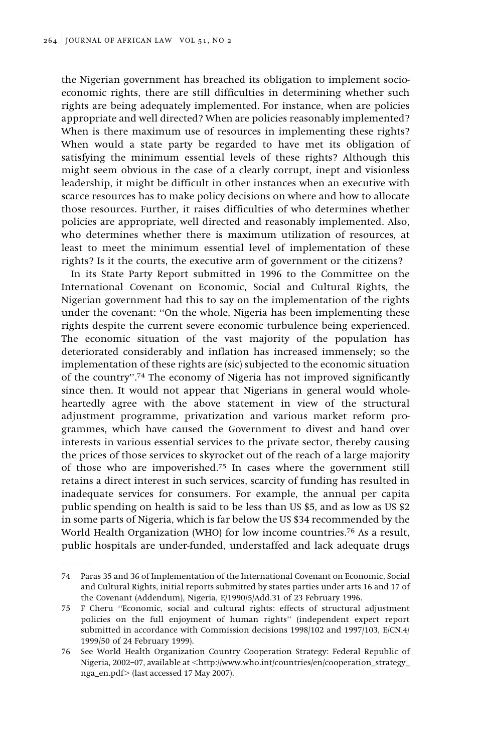the Nigerian government has breached its obligation to implement socio-economic rights, there are still difficulties in determining whether such rights are being adequately implemented. For instance, when are policies appropriate and well directed? When are policies reasonably implemented? When is there maximum use of resources in implementing these rights? When would a state party be regarded to have met its obligation of satisfying the minimum essential levels of these rights? Although this might seem obvious in the case of a clearly corrupt, inept and visionless leadership, it might be difficult in other instances when an executive with scarce resources has to make policy decisions on where and how to allocate those resources. Further, it raises difficulties of who determines whether policies are appropriate, well directed and reasonably implemented. Also, who determines whether there is maximum utilization of resources, at least to meet the minimum essential level of implementation of these rights? Is it the courts, the executive arm of government or the citizens?

In its State Party Report submitted in 1996 to the Committee on the International Covenant on Economic, Social and Cultural Rights, the Nigerian government had this to say on the implementation of the rights under the covenant: "On the whole, Nigeria has been implementing these rights despite the current severe economic turbulence being experienced. The economic situation of the vast majority of the population has deteriorated considerably and inflation has increased immensely; so the implementation of these rights are (sic) subjected to the economic situation of the country".[74] The economy of Nigeria has not improved significantly since then. It would not appear that Nigerians in general would whole-heartedly agree with the above statement in view of the structural adjustment programme, privatization and various market reform programmes, which have caused the Government to divest and hand over interests in various essential services to the private sector, thereby causing the prices of those services to skyrocket out of the reach of a large majority of those who are impoverished.[75] In cases where the government still retains a direct interest in such services, scarcity of funding has resulted in inadequate services for consumers. For example, the annual per capita public spending on health is said to be less than US $5, and as low as US $2 in some parts of Nigeria, which is far below the US $34 recommended by the World Health Organization (WHO) for low income countries.[76] As a result, public hospitals are under-funded, understaffed and lack adequate drugs

74 Paras 35 and 36 of Implementation of the International Covenant on Economic, Social and Cultural Rights, initial reports submitted by states parties under arts 16 and 17 of the Covenant (Addendum), Nigeria, E/1990/5/Add.31 of 23 February 1996.

75 F Cheru "Economic, social and cultural rights: effects of structural adjustment policies on the full enjoyment of human rights" (independent expert report submitted in accordance with Commission decisions 1998/102 and 1997/103, E/CN.4/1999/50 of 24 February 1999).

76 See World Health Organization Country Cooperation Strategy: Federal Republic of Nigeria, 2002–07, available at <http://www.who.int/countries/en/cooperation_strategy_nga_en.pdf> (last accessed 17 May 2007).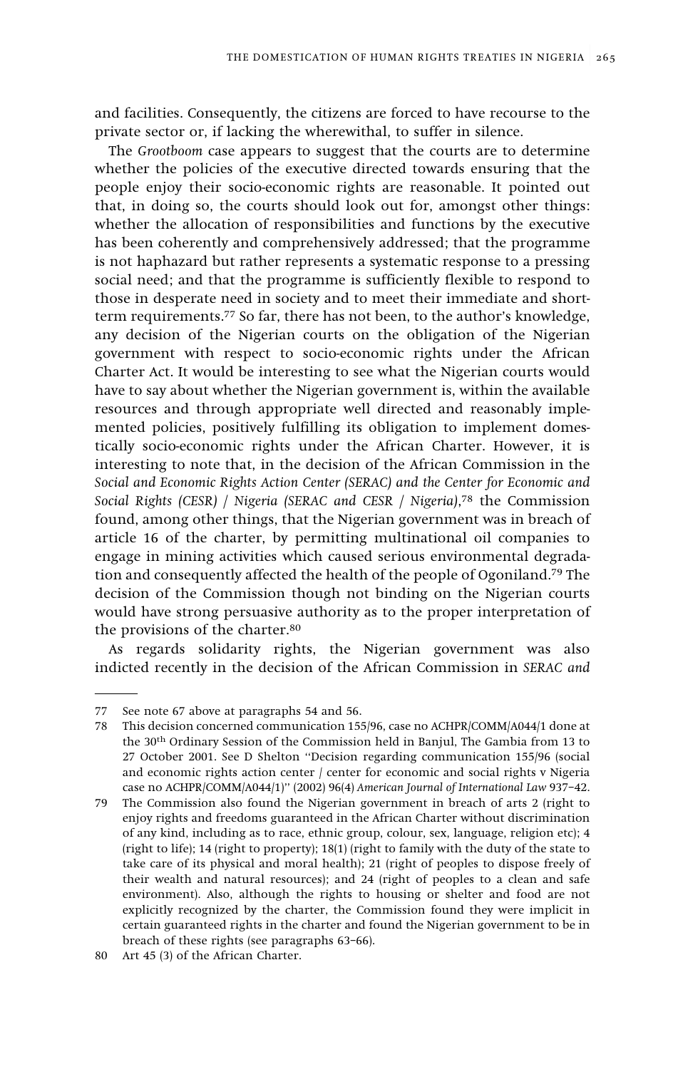and facilities. Consequently, the citizens are forced to have recourse to the private sector or, if lacking the wherewithal, to suffer in silence.

The *Grootboom* case appears to suggest that the courts are to determine whether the policies of the executive directed towards ensuring that the people enjoy their socio-economic rights are reasonable. It pointed out that, in doing so, the courts should look out for, amongst other things: whether the allocation of responsibilities and functions by the executive has been coherently and comprehensively addressed; that the programme is not haphazard but rather represents a systematic response to a pressing social need; and that the programme is sufficiently flexible to respond to those in desperate need in society and to meet their immediate and short-term requirements.[77] So far, there has not been, to the author's knowledge, any decision of the Nigerian courts on the obligation of the Nigerian government with respect to socio-economic rights under the African Charter Act. It would be interesting to see what the Nigerian courts would have to say about whether the Nigerian government is, within the available resources and through appropriate well directed and reasonably implemented policies, positively fulfilling its obligation to implement domestically socio-economic rights under the African Charter. However, it is interesting to note that, in the decision of the African Commission in the *Social and Economic Rights Action Center (SERAC) and the Center for Economic and Social Rights (CESR) / Nigeria (SERAC and CESR / Nigeria)*,[78] the Commission found, among other things, that the Nigerian government was in breach of article 16 of the charter, by permitting multinational oil companies to engage in mining activities which caused serious environmental degradation and consequently affected the health of the people of Ogoniland.[79] The decision of the Commission though not binding on the Nigerian courts would have strong persuasive authority as to the proper interpretation of the provisions of the charter.[80]

As regards solidarity rights, the Nigerian government was also indicted recently in the decision of the African Commission in *SERAC and*

---

77 See note 67 above at paragraphs 54 and 56.

78 This decision concerned communication 155/96, case no ACHPR/COMM/A044/1 done at the 30th Ordinary Session of the Commission held in Banjul, The Gambia from 13 to 27 October 2001. See D Shelton "Decision regarding communication 155/96 (social and economic rights action center / center for economic and social rights v Nigeria case no ACHPR/COMM/A044/1)" (2002) 96(4) *American Journal of International Law* 937–42.

79 The Commission also found the Nigerian government in breach of arts 2 (right to enjoy rights and freedoms guaranteed in the African Charter without discrimination of any kind, including as to race, ethnic group, colour, sex, language, religion etc); 4 (right to life); 14 (right to property); 18(1) (right to family with the duty of the state to take care of its physical and moral health); 21 (right of peoples to dispose freely of their wealth and natural resources); and 24 (right of peoples to a clean and safe environment). Also, although the rights to housing or shelter and food are not explicitly recognized by the charter, the Commission found they were implicit in certain guaranteed rights in the charter and found the Nigerian government to be in breach of these rights (see paragraphs 63–66).

80 Art 45 (3) of the African Charter.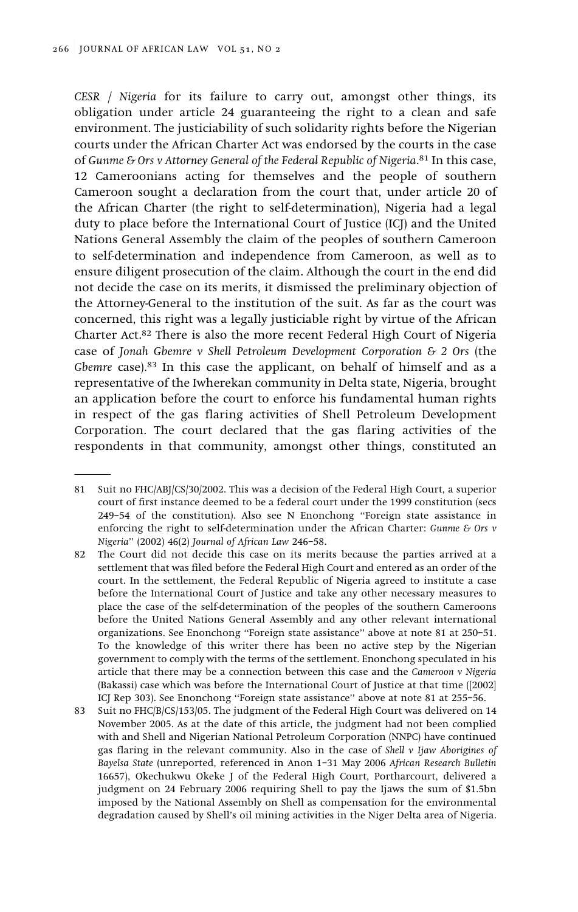*CESR / Nigeria* for its failure to carry out, amongst other things, its obligation under article 24 guaranteeing the right to a clean and safe environment. The justiciability of such solidarity rights before the Nigerian courts under the African Charter Act was endorsed by the courts in the case of *Gunme & Ors v Attorney General of the Federal Republic of Nigeria*.[81] In this case, 12 Cameroonians acting for themselves and the people of southern Cameroon sought a declaration from the court that, under article 20 of the African Charter (the right to self-determination), Nigeria had a legal duty to place before the International Court of Justice (ICJ) and the United Nations General Assembly the claim of the peoples of southern Cameroon to self-determination and independence from Cameroon, as well as to ensure diligent prosecution of the claim. Although the court in the end did not decide the case on its merits, it dismissed the preliminary objection of the Attorney-General to the institution of the suit. As far as the court was concerned, this right was a legally justiciable right by virtue of the African Charter Act.[82] There is also the more recent Federal High Court of Nigeria case of *Jonah Gbemre v Shell Petroleum Development Corporation & 2 Ors* (the *Gbemre* case).[83] In this case the applicant, on behalf of himself and as a representative of the Iwherekan community in Delta state, Nigeria, brought an application before the court to enforce his fundamental human rights in respect of the gas flaring activities of Shell Petroleum Development Corporation. The court declared that the gas flaring activities of the respondents in that community, amongst other things, constituted an

---

81 Suit no FHC/ABJ/CS/30/2002. This was a decision of the Federal High Court, a superior court of first instance deemed to be a federal court under the 1999 constitution (secs 249–54 of the constitution). Also see N Enonchong "Foreign state assistance in enforcing the right to self-determination under the African Charter: *Gunme & Ors v Nigeria*" (2002) 46(2) *Journal of African Law* 246–58.

82 The Court did not decide this case on its merits because the parties arrived at a settlement that was filed before the Federal High Court and entered as an order of the court. In the settlement, the Federal Republic of Nigeria agreed to institute a case before the International Court of Justice and take any other necessary measures to place the case of the self-determination of the peoples of the southern Cameroons before the United Nations General Assembly and any other relevant international organizations. See Enonchong "Foreign state assistance" above at note 81 at 250–51. To the knowledge of this writer there has been no active step by the Nigerian government to comply with the terms of the settlement. Enonchong speculated in his article that there may be a connection between this case and the *Cameroon v Nigeria* (Bakassi) case which was before the International Court of Justice at that time ([2002] ICJ Rep 303). See Enonchong "Foreign state assistance" above at note 81 at 255–56.

83 Suit no FHC/B/CS/153/05. The judgment of the Federal High Court was delivered on 14 November 2005. As at the date of this article, the judgment had not been complied with and Shell and Nigerian National Petroleum Corporation (NNPC) have continued gas flaring in the relevant community. Also in the case of *Shell v Ijaw Aborigines of Bayelsa State* (unreported, referenced in Anon 1–31 May 2006 *African Research Bulletin* 16657), Okechukwu Okeke J of the Federal High Court, Portharcourt, delivered a judgment on 24 February 2006 requiring Shell to pay the Ijaws the sum of $1.5bn imposed by the National Assembly on Shell as compensation for the environmental degradation caused by Shell's oil mining activities in the Niger Delta area of Nigeria.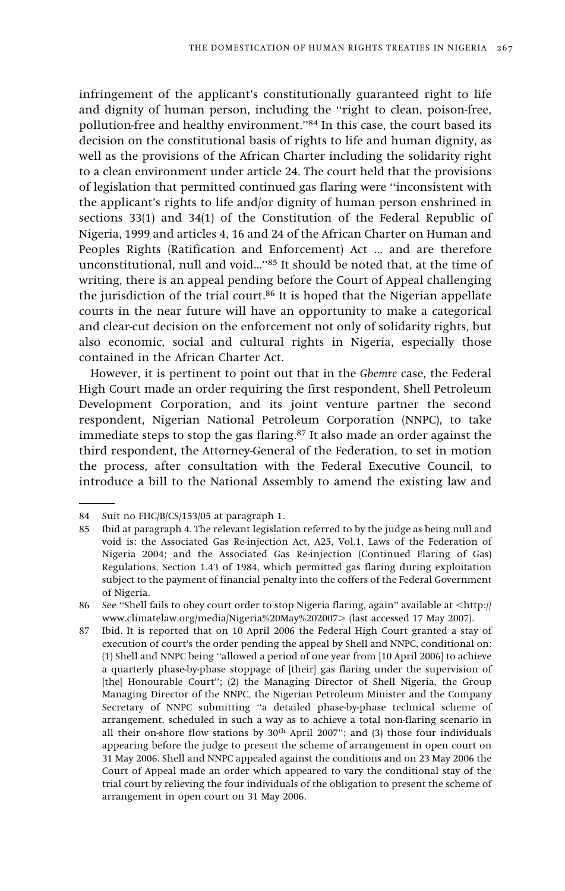infringement of the applicant's constitutionally guaranteed right to life and dignity of human person, including the ''right to clean, poison-free, pollution-free and healthy environment.''[84] In this case, the court based its decision on the constitutional basis of rights to life and human dignity, as well as the provisions of the African Charter including the solidarity right to a clean environment under article 24. The court held that the provisions of legislation that permitted continued gas flaring were ''inconsistent with the applicant's rights to life and/or dignity of human person enshrined in sections 33(1) and 34(1) of the Constitution of the Federal Republic of Nigeria, 1999 and articles 4, 16 and 24 of the African Charter on Human and Peoples Rights (Ratification and Enforcement) Act ... and are therefore unconstitutional, null and void...''[85] It should be noted that, at the time of writing, there is an appeal pending before the Court of Appeal challenging the jurisdiction of the trial court.[86] It is hoped that the Nigerian appellate courts in the near future will have an opportunity to make a categorical and clear-cut decision on the enforcement not only of solidarity rights, but also economic, social and cultural rights in Nigeria, especially those contained in the African Charter Act.

However, it is pertinent to point out that in the *Gbemre* case, the Federal High Court made an order requiring the first respondent, Shell Petroleum Development Corporation, and its joint venture partner the second respondent, Nigerian National Petroleum Corporation (NNPC), to take immediate steps to stop the gas flaring.[87] It also made an order against the third respondent, the Attorney-General of the Federation, to set in motion the process, after consultation with the Federal Executive Council, to introduce a bill to the National Assembly to amend the existing law and

---

84 Suit no FHC/B/CS/153/05 at paragraph 1.

85 Ibid at paragraph 4. The relevant legislation referred to by the judge as being null and void is: the Associated Gas Re-injection Act, A25, Vol.1, Laws of the Federation of Nigeria 2004; and the Associated Gas Re-injection (Continued Flaring of Gas) Regulations, Section 1.43 of 1984, which permitted gas flaring during exploitation subject to the payment of financial penalty into the coffers of the Federal Government of Nigeria.

86 See ''Shell fails to obey court order to stop Nigeria flaring, again'' available at <http://www.climatelaw.org/media/Nigeria%20May%202007> (last accessed 17 May 2007).

87 Ibid. It is reported that on 10 April 2006 the Federal High Court granted a stay of execution of court's the order pending the appeal by Shell and NNPC, conditional on: (1) Shell and NNPC being ''allowed a period of one year from [10 April 2006] to achieve a quarterly phase-by-phase stoppage of [their] gas flaring under the supervision of [the] Honourable Court''; (2) the Managing Director of Shell Nigeria, the Group Managing Director of the NNPC, the Nigerian Petroleum Minister and the Company Secretary of NNPC submitting ''a detailed phase-by-phase technical scheme of arrangement, scheduled in such a way as to achieve a total non-flaring scenario in all their on-shore flow stations by 30th April 2007''; and (3) those four individuals appearing before the judge to present the scheme of arrangement in open court on 31 May 2006. Shell and NNPC appealed against the conditions and on 23 May 2006 the Court of Appeal made an order which appeared to vary the conditional stay of the trial court by relieving the four individuals of the obligation to present the scheme of arrangement in open court on 31 May 2006.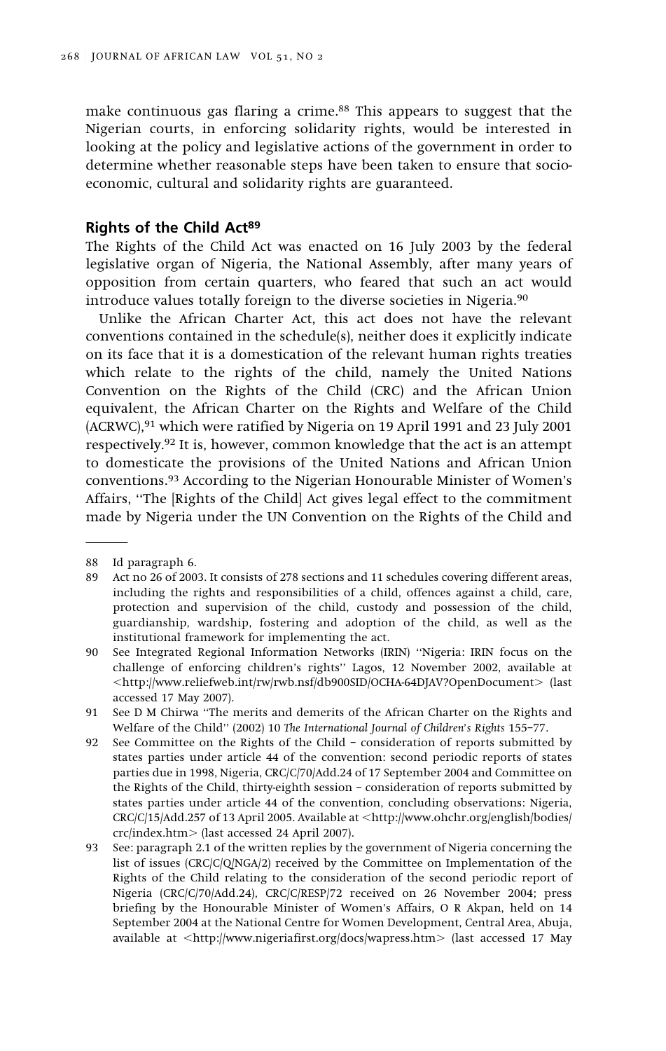make continuous gas flaring a crime.[88] This appears to suggest that the Nigerian courts, in enforcing solidarity rights, would be interested in looking at the policy and legislative actions of the government in order to determine whether reasonable steps have been taken to ensure that socio-economic, cultural and solidarity rights are guaranteed.

## Rights of the Child Act[89]

The Rights of the Child Act was enacted on 16 July 2003 by the federal legislative organ of Nigeria, the National Assembly, after many years of opposition from certain quarters, who feared that such an act would introduce values totally foreign to the diverse societies in Nigeria.[90]

Unlike the African Charter Act, this act does not have the relevant conventions contained in the schedule(s), neither does it explicitly indicate on its face that it is a domestication of the relevant human rights treaties which relate to the rights of the child, namely the United Nations Convention on the Rights of the Child (CRC) and the African Union equivalent, the African Charter on the Rights and Welfare of the Child (ACRWC),[91] which were ratified by Nigeria on 19 April 1991 and 23 July 2001 respectively.[92] It is, however, common knowledge that the act is an attempt to domesticate the provisions of the United Nations and African Union conventions.[93] According to the Nigerian Honourable Minister of Women's Affairs, "The [Rights of the Child] Act gives legal effect to the commitment made by Nigeria under the UN Convention on the Rights of the Child and

---

88 Id paragraph 6.

89 Act no 26 of 2003. It consists of 278 sections and 11 schedules covering different areas, including the rights and responsibilities of a child, offences against a child, care, protection and supervision of the child, custody and possession of the child, guardianship, wardship, fostering and adoption of the child, as well as the institutional framework for implementing the act.

90 See Integrated Regional Information Networks (IRIN) "Nigeria: IRIN focus on the challenge of enforcing children's rights" Lagos, 12 November 2002, available at <http://www.reliefweb.int/rw/rwb.nsf/db900SID/OCHA-64DJAV?OpenDocument> (last accessed 17 May 2007).

91 See D M Chirwa "The merits and demerits of the African Charter on the Rights and Welfare of the Child" (2002) 10 *The International Journal of Children's Rights* 155–77.

92 See Committee on the Rights of the Child – consideration of reports submitted by states parties under article 44 of the convention: second periodic reports of states parties due in 1998, Nigeria, CRC/C/70/Add.24 of 17 September 2004 and Committee on the Rights of the Child, thirty-eighth session – consideration of reports submitted by states parties under article 44 of the convention, concluding observations: Nigeria, CRC/C/15/Add.257 of 13 April 2005. Available at <http://www.ohchr.org/english/bodies/crc/index.htm> (last accessed 24 April 2007).

93 See: paragraph 2.1 of the written replies by the government of Nigeria concerning the list of issues (CRC/C/Q/NGA/2) received by the Committee on Implementation of the Rights of the Child relating to the consideration of the second periodic report of Nigeria (CRC/C/70/Add.24), CRC/C/RESP/72 received on 26 November 2004; press briefing by the Honourable Minister of Women's Affairs, O R Akpan, held on 14 September 2004 at the National Centre for Women Development, Central Area, Abuja, available at <http://www.nigeriafirst.org/docs/wapress.htm> (last accessed 17 May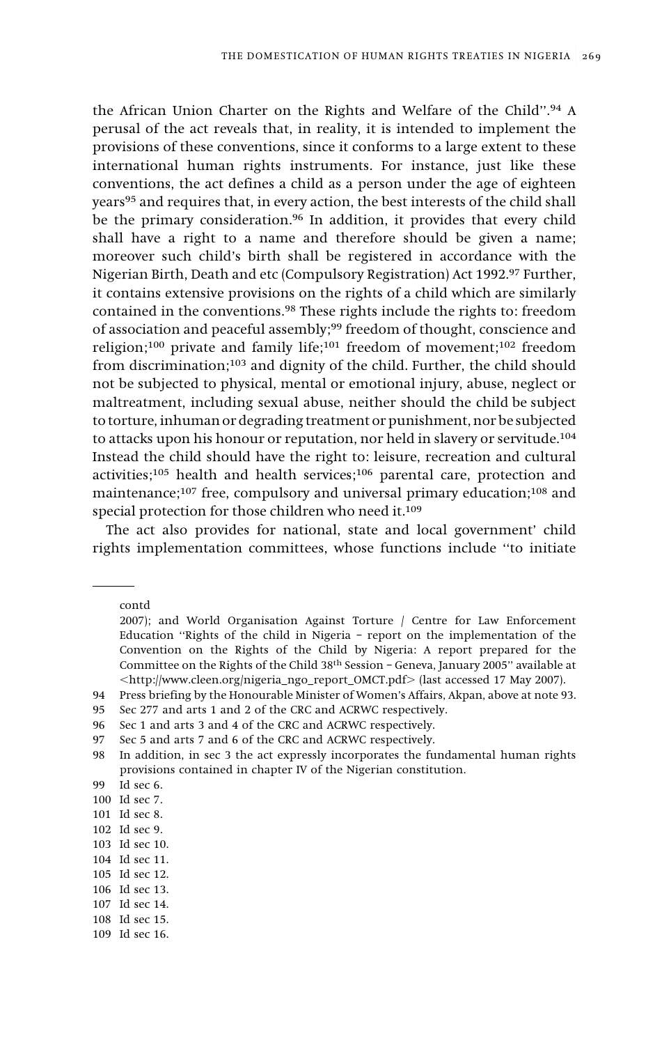the African Union Charter on the Rights and Welfare of the Child''.[94] A perusal of the act reveals that, in reality, it is intended to implement the provisions of these conventions, since it conforms to a large extent to these international human rights instruments. For instance, just like these conventions, the act defines a child as a person under the age of eighteen years[95] and requires that, in every action, the best interests of the child shall be the primary consideration.[96] In addition, it provides that every child shall have a right to a name and therefore should be given a name; moreover such child's birth shall be registered in accordance with the Nigerian Birth, Death and etc (Compulsory Registration) Act 1992.[97] Further, it contains extensive provisions on the rights of a child which are similarly contained in the conventions.[98] These rights include the rights to: freedom of association and peaceful assembly;[99] freedom of thought, conscience and religion;[100] private and family life;[101] freedom of movement;[102] freedom from discrimination;[103] and dignity of the child. Further, the child should not be subjected to physical, mental or emotional injury, abuse, neglect or maltreatment, including sexual abuse, neither should the child be subject to torture, inhuman or degrading treatment or punishment, nor be subjected to attacks upon his honour or reputation, nor held in slavery or servitude.[104] Instead the child should have the right to: leisure, recreation and cultural activities;[105] health and health services;[106] parental care, protection and maintenance;[107] free, compulsory and universal primary education;[108] and special protection for those children who need it.[109]

The act also provides for national, state and local government' child rights implementation committees, whose functions include ''to initiate

---

contd
2007); and World Organisation Against Torture / Centre for Law Enforcement Education ''Rights of the child in Nigeria – report on the implementation of the Convention on the Rights of the Child by Nigeria: A report prepared for the Committee on the Rights of the Child 38th Session – Geneva, January 2005'' available at <http://www.cleen.org/nigeria_ngo_report_OMCT.pdf> (last accessed 17 May 2007).

94 Press briefing by the Honourable Minister of Women's Affairs, Akpan, above at note 93.

95 Sec 277 and arts 1 and 2 of the CRC and ACRWC respectively.

96 Sec 1 and arts 3 and 4 of the CRC and ACRWC respectively.

97 Sec 5 and arts 7 and 6 of the CRC and ACRWC respectively.

98 In addition, in sec 3 the act expressly incorporates the fundamental human rights provisions contained in chapter IV of the Nigerian constitution.

99 Id sec 6.

100 Id sec 7.

101 Id sec 8.

102 Id sec 9.

103 Id sec 10.

104 Id sec 11.

105 Id sec 12.

106 Id sec 13.

107 Id sec 14.

108 Id sec 15.

109 Id sec 16.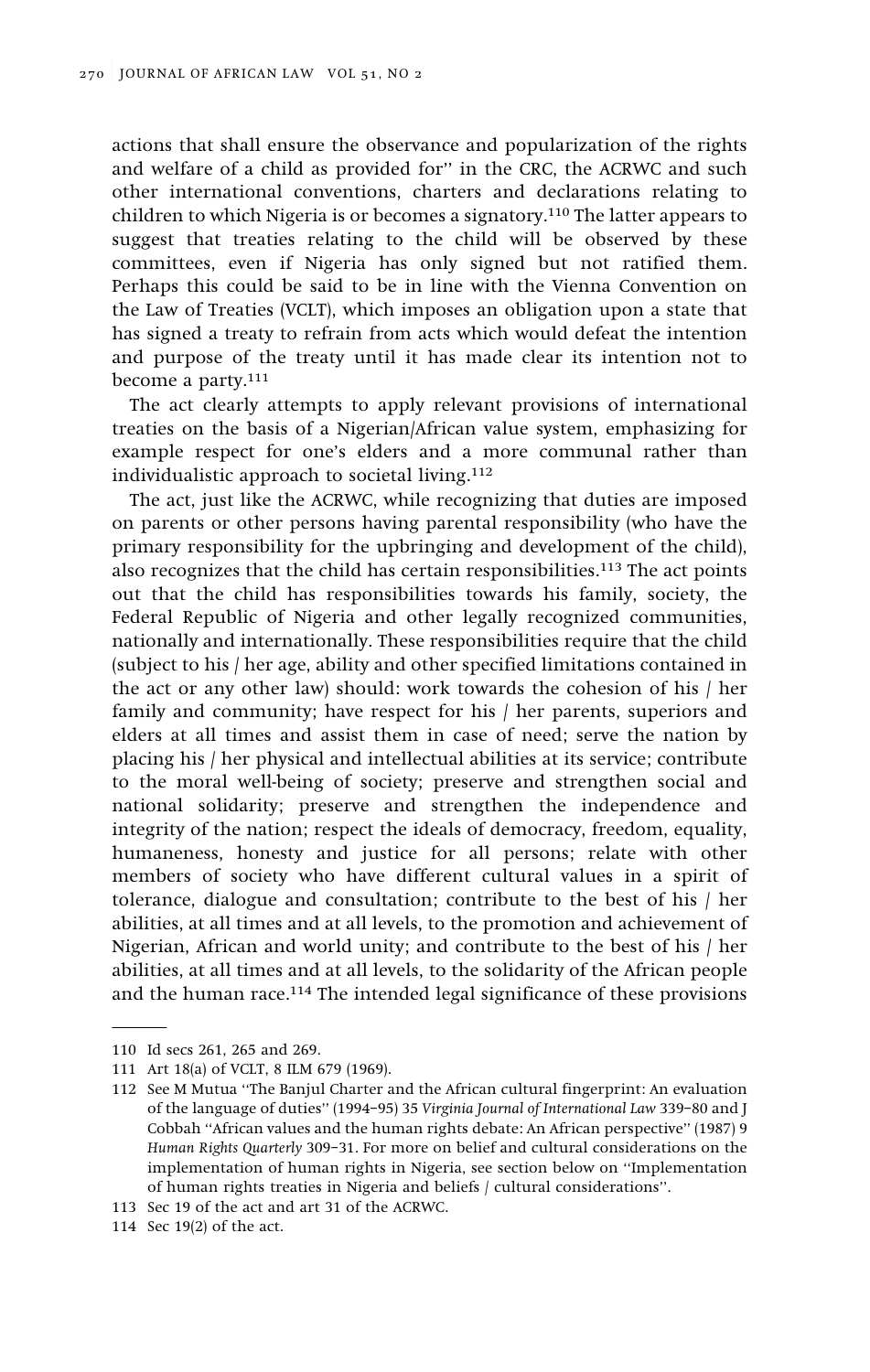actions that shall ensure the observance and popularization of the rights and welfare of a child as provided for'' in the CRC, the ACRWC and such other international conventions, charters and declarations relating to children to which Nigeria is or becomes a signatory.[110] The latter appears to suggest that treaties relating to the child will be observed by these committees, even if Nigeria has only signed but not ratified them. Perhaps this could be said to be in line with the Vienna Convention on the Law of Treaties (VCLT), which imposes an obligation upon a state that has signed a treaty to refrain from acts which would defeat the intention and purpose of the treaty until it has made clear its intention not to become a party.[111]

The act clearly attempts to apply relevant provisions of international treaties on the basis of a Nigerian/African value system, emphasizing for example respect for one's elders and a more communal rather than individualistic approach to societal living.[112]

The act, just like the ACRWC, while recognizing that duties are imposed on parents or other persons having parental responsibility (who have the primary responsibility for the upbringing and development of the child), also recognizes that the child has certain responsibilities.[113] The act points out that the child has responsibilities towards his family, society, the Federal Republic of Nigeria and other legally recognized communities, nationally and internationally. These responsibilities require that the child (subject to his / her age, ability and other specified limitations contained in the act or any other law) should: work towards the cohesion of his / her family and community; have respect for his / her parents, superiors and elders at all times and assist them in case of need; serve the nation by placing his / her physical and intellectual abilities at its service; contribute to the moral well-being of society; preserve and strengthen social and national solidarity; preserve and strengthen the independence and integrity of the nation; respect the ideals of democracy, freedom, equality, humaneness, honesty and justice for all persons; relate with other members of society who have different cultural values in a spirit of tolerance, dialogue and consultation; contribute to the best of his / her abilities, at all times and at all levels, to the promotion and achievement of Nigerian, African and world unity; and contribute to the best of his / her abilities, at all times and at all levels, to the solidarity of the African people and the human race.[114] The intended legal significance of these provisions

---

110 Id secs 261, 265 and 269.

111 Art 18(a) of VCLT, 8 ILM 679 (1969).

112 See M Mutua ''The Banjul Charter and the African cultural fingerprint: An evaluation of the language of duties'' (1994–95) 35 *Virginia Journal of International Law* 339–80 and J Cobbah ''African values and the human rights debate: An African perspective'' (1987) 9 *Human Rights Quarterly* 309–31. For more on belief and cultural considerations on the implementation of human rights in Nigeria, see section below on ''Implementation of human rights treaties in Nigeria and beliefs / cultural considerations''.

113 Sec 19 of the act and art 31 of the ACRWC.

114 Sec 19(2) of the act.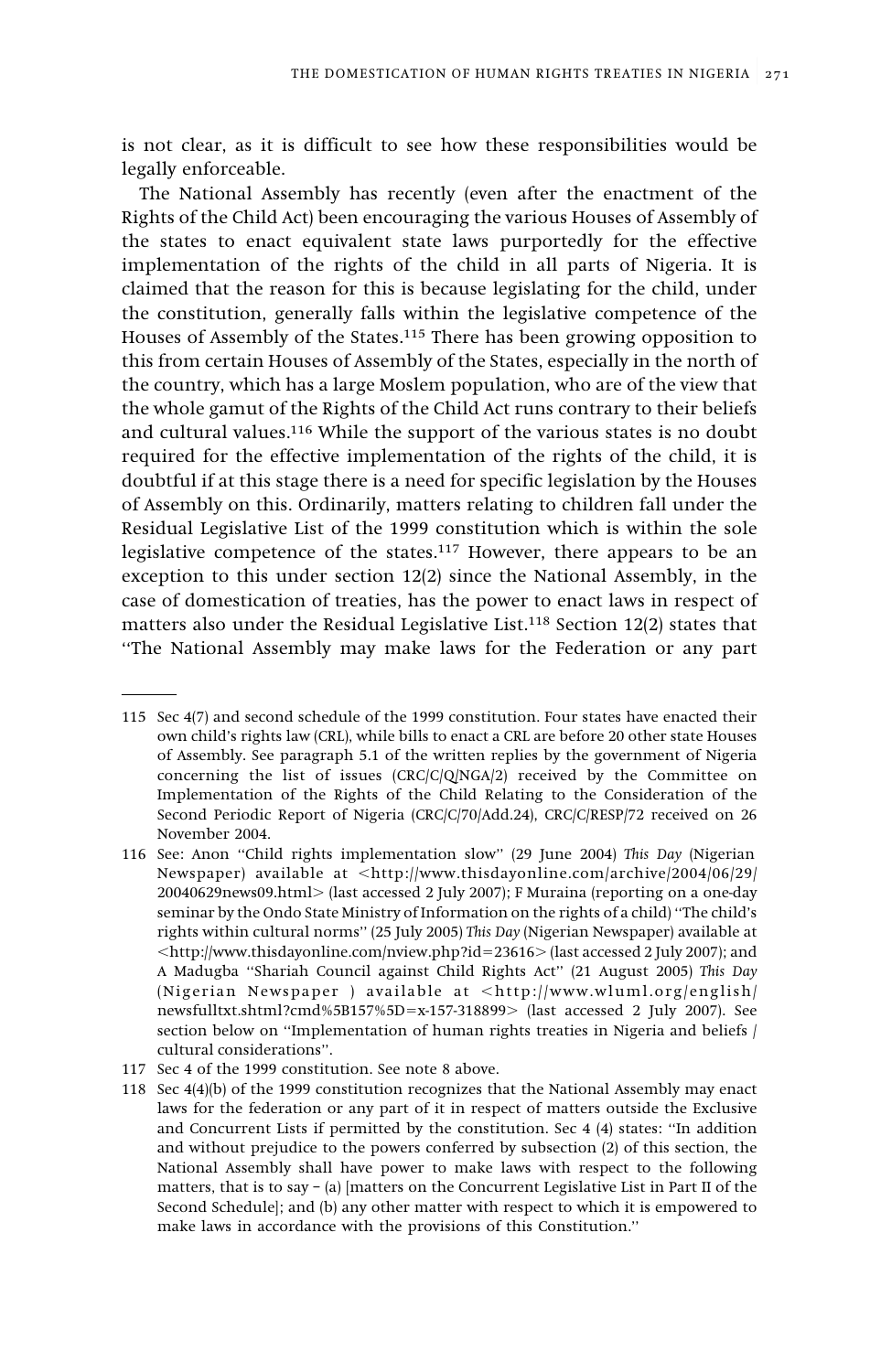is not clear, as it is difficult to see how these responsibilities would be legally enforceable.

The National Assembly has recently (even after the enactment of the Rights of the Child Act) been encouraging the various Houses of Assembly of the states to enact equivalent state laws purportedly for the effective implementation of the rights of the child in all parts of Nigeria. It is claimed that the reason for this is because legislating for the child, under the constitution, generally falls within the legislative competence of the Houses of Assembly of the States.[115] There has been growing opposition to this from certain Houses of Assembly of the States, especially in the north of the country, which has a large Moslem population, who are of the view that the whole gamut of the Rights of the Child Act runs contrary to their beliefs and cultural values.[116] While the support of the various states is no doubt required for the effective implementation of the rights of the child, it is doubtful if at this stage there is a need for specific legislation by the Houses of Assembly on this. Ordinarily, matters relating to children fall under the Residual Legislative List of the 1999 constitution which is within the sole legislative competence of the states.[117] However, there appears to be an exception to this under section 12(2) since the National Assembly, in the case of domestication of treaties, has the power to enact laws in respect of matters also under the Residual Legislative List.[118] Section 12(2) states that "The National Assembly may make laws for the Federation or any part

---

115 Sec 4(7) and second schedule of the 1999 constitution. Four states have enacted their own child's rights law (CRL), while bills to enact a CRL are before 20 other state Houses of Assembly. See paragraph 5.1 of the written replies by the government of Nigeria concerning the list of issues (CRC/C/Q/NGA/2) received by the Committee on Implementation of the Rights of the Child Relating to the Consideration of the Second Periodic Report of Nigeria (CRC/C/70/Add.24), CRC/C/RESP/72 received on 26 November 2004.

116 See: Anon "Child rights implementation slow" (29 June 2004) *This Day* (Nigerian Newspaper) available at <http://www.thisdayonline.com/archive/2004/06/29/20040629news09.html> (last accessed 2 July 2007); F Muraina (reporting on a one-day seminar by the Ondo State Ministry of Information on the rights of a child) "The child's rights within cultural norms" (25 July 2005) *This Day* (Nigerian Newspaper) available at <http://www.thisdayonline.com/nview.php?id=23616> (last accessed 2 July 2007); and A Madugba "Shariah Council against Child Rights Act" (21 August 2005) *This Day* (Nigerian Newspaper ) available at <http://www.wluml.org/english/newsfulltxt.shtml?cmd%5B157%5D=x-157-318899> (last accessed 2 July 2007). See section below on "Implementation of human rights treaties in Nigeria and beliefs / cultural considerations".

117 Sec 4 of the 1999 constitution. See note 8 above.

118 Sec 4(4)(b) of the 1999 constitution recognizes that the National Assembly may enact laws for the federation or any part of it in respect of matters outside the Exclusive and Concurrent Lists if permitted by the constitution. Sec 4 (4) states: "In addition and without prejudice to the powers conferred by subsection (2) of this section, the National Assembly shall have power to make laws with respect to the following matters, that is to say – (a) [matters on the Concurrent Legislative List in Part II of the Second Schedule]; and (b) any other matter with respect to which it is empowered to make laws in accordance with the provisions of this Constitution."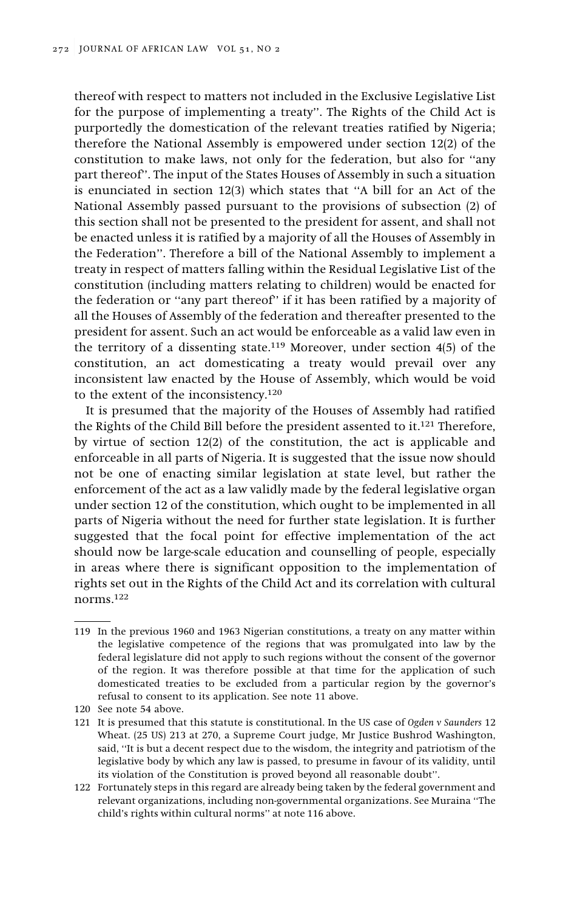thereof with respect to matters not included in the Exclusive Legislative List for the purpose of implementing a treaty''. The Rights of the Child Act is purportedly the domestication of the relevant treaties ratified by Nigeria; therefore the National Assembly is empowered under section 12(2) of the constitution to make laws, not only for the federation, but also for ''any part thereof''. The input of the States Houses of Assembly in such a situation is enunciated in section 12(3) which states that ''A bill for an Act of the National Assembly passed pursuant to the provisions of subsection (2) of this section shall not be presented to the president for assent, and shall not be enacted unless it is ratified by a majority of all the Houses of Assembly in the Federation''. Therefore a bill of the National Assembly to implement a treaty in respect of matters falling within the Residual Legislative List of the constitution (including matters relating to children) would be enacted for the federation or ''any part thereof'' if it has been ratified by a majority of all the Houses of Assembly of the federation and thereafter presented to the president for assent. Such an act would be enforceable as a valid law even in the territory of a dissenting state.[119] Moreover, under section 4(5) of the constitution, an act domesticating a treaty would prevail over any inconsistent law enacted by the House of Assembly, which would be void to the extent of the inconsistency.[120]

It is presumed that the majority of the Houses of Assembly had ratified the Rights of the Child Bill before the president assented to it.[121] Therefore, by virtue of section 12(2) of the constitution, the act is applicable and enforceable in all parts of Nigeria. It is suggested that the issue now should not be one of enacting similar legislation at state level, but rather the enforcement of the act as a law validly made by the federal legislative organ under section 12 of the constitution, which ought to be implemented in all parts of Nigeria without the need for further state legislation. It is further suggested that the focal point for effective implementation of the act should now be large-scale education and counselling of people, especially in areas where there is significant opposition to the implementation of rights set out in the Rights of the Child Act and its correlation with cultural norms.[122]

---

119 In the previous 1960 and 1963 Nigerian constitutions, a treaty on any matter within the legislative competence of the regions that was promulgated into law by the federal legislature did not apply to such regions without the consent of the governor of the region. It was therefore possible at that time for the application of such domesticated treaties to be excluded from a particular region by the governor's refusal to consent to its application. See note 11 above.

120 See note 54 above.

121 It is presumed that this statute is constitutional. In the US case of *Ogden v Saunders* 12 Wheat. (25 US) 213 at 270, a Supreme Court judge, Mr Justice Bushrod Washington, said, ''It is but a decent respect due to the wisdom, the integrity and patriotism of the legislative body by which any law is passed, to presume in favour of its validity, until its violation of the Constitution is proved beyond all reasonable doubt''.

122 Fortunately steps in this regard are already being taken by the federal government and relevant organizations, including non-governmental organizations. See Muraina ''The child's rights within cultural norms'' at note 116 above.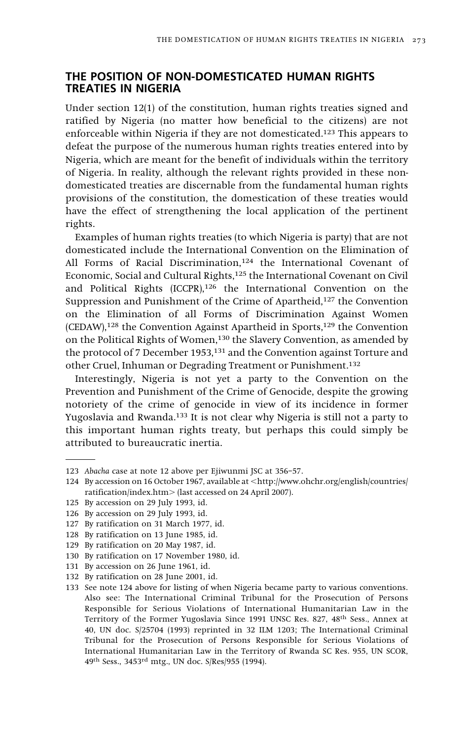## THE POSITION OF NON-DOMESTICATED HUMAN RIGHTS TREATIES IN NIGERIA

Under section 12(1) of the constitution, human rights treaties signed and ratified by Nigeria (no matter how beneficial to the citizens) are not enforceable within Nigeria if they are not domesticated.[123] This appears to defeat the purpose of the numerous human rights treaties entered into by Nigeria, which are meant for the benefit of individuals within the territory of Nigeria. In reality, although the relevant rights provided in these non-domesticated treaties are discernable from the fundamental human rights provisions of the constitution, the domestication of these treaties would have the effect of strengthening the local application of the pertinent rights.

Examples of human rights treaties (to which Nigeria is party) that are not domesticated include the International Convention on the Elimination of All Forms of Racial Discrimination,[124] the International Covenant of Economic, Social and Cultural Rights,[125] the International Covenant on Civil and Political Rights (ICCPR),[126] the International Convention on the Suppression and Punishment of the Crime of Apartheid,[127] the Convention on the Elimination of all Forms of Discrimination Against Women (CEDAW),[128] the Convention Against Apartheid in Sports,[129] the Convention on the Political Rights of Women,[130] the Slavery Convention, as amended by the protocol of 7 December 1953,[131] and the Convention against Torture and other Cruel, Inhuman or Degrading Treatment or Punishment.[132]

Interestingly, Nigeria is not yet a party to the Convention on the Prevention and Punishment of the Crime of Genocide, despite the growing notoriety of the crime of genocide in view of its incidence in former Yugoslavia and Rwanda.[133] It is not clear why Nigeria is still not a party to this important human rights treaty, but perhaps this could simply be attributed to bureaucratic inertia.

---

123 *Abacha* case at note 12 above per Ejiwunmi JSC at 356–57.

124 By accession on 16 October 1967, available at <http://www.ohchr.org/english/countries/ratification/index.htm> (last accessed on 24 April 2007).

125 By accession on 29 July 1993, id.

126 By accession on 29 July 1993, id.

127 By ratification on 31 March 1977, id.

128 By ratification on 13 June 1985, id.

129 By ratification on 20 May 1987, id.

130 By ratification on 17 November 1980, id.

131 By accession on 26 June 1961, id.

132 By ratification on 28 June 2001, id.

133 See note 124 above for listing of when Nigeria became party to various conventions. Also see: The International Criminal Tribunal for the Prosecution of Persons Responsible for Serious Violations of International Humanitarian Law in the Territory of the Former Yugoslavia Since 1991 UNSC Res. 827, 48th Sess., Annex at 40, UN doc. S/25704 (1993) reprinted in 32 ILM 1203; The International Criminal Tribunal for the Prosecution of Persons Responsible for Serious Violations of International Humanitarian Law in the Territory of Rwanda SC Res. 955, UN SCOR, 49th Sess., 3453rd mtg., UN doc. S/Res/955 (1994).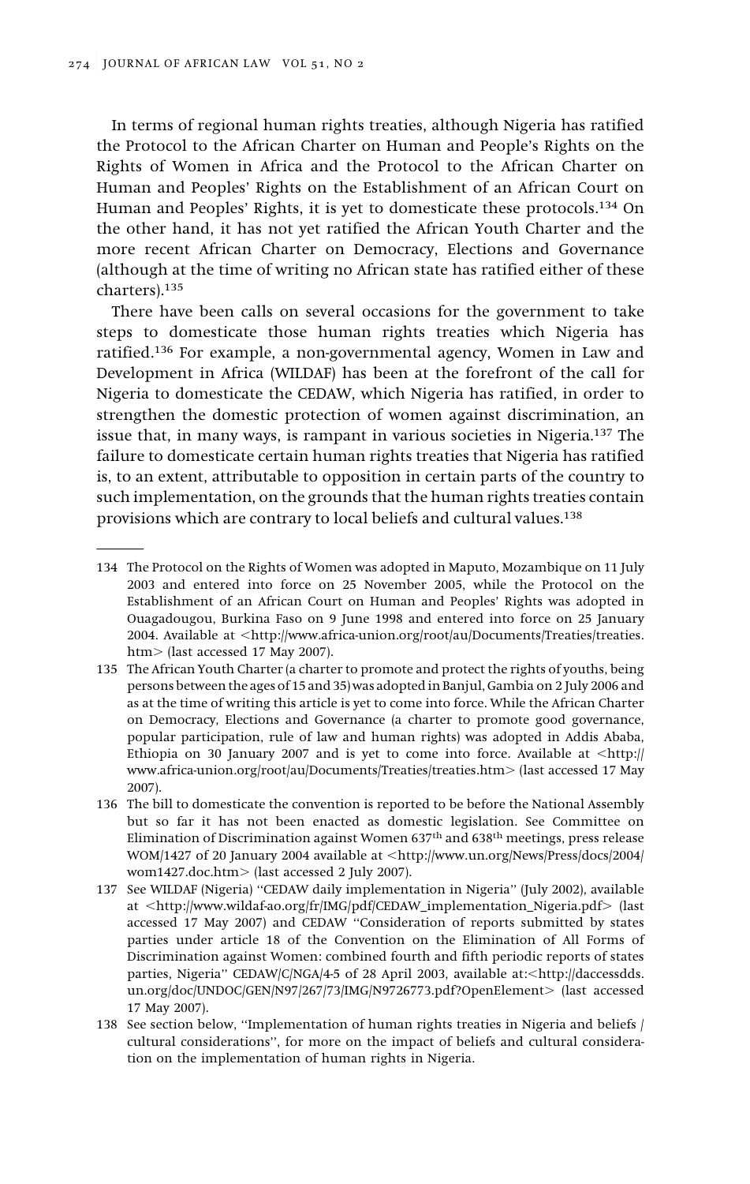In terms of regional human rights treaties, although Nigeria has ratified the Protocol to the African Charter on Human and People's Rights on the Rights of Women in Africa and the Protocol to the African Charter on Human and Peoples' Rights on the Establishment of an African Court on Human and Peoples' Rights, it is yet to domesticate these protocols.[134] On the other hand, it has not yet ratified the African Youth Charter and the more recent African Charter on Democracy, Elections and Governance (although at the time of writing no African state has ratified either of these charters).[135]

There have been calls on several occasions for the government to take steps to domesticate those human rights treaties which Nigeria has ratified.[136] For example, a non-governmental agency, Women in Law and Development in Africa (WILDAF) has been at the forefront of the call for Nigeria to domesticate the CEDAW, which Nigeria has ratified, in order to strengthen the domestic protection of women against discrimination, an issue that, in many ways, is rampant in various societies in Nigeria.[137] The failure to domesticate certain human rights treaties that Nigeria has ratified is, to an extent, attributable to opposition in certain parts of the country to such implementation, on the grounds that the human rights treaties contain provisions which are contrary to local beliefs and cultural values.[138]

---

134 The Protocol on the Rights of Women was adopted in Maputo, Mozambique on 11 July 2003 and entered into force on 25 November 2005, while the Protocol on the Establishment of an African Court on Human and Peoples' Rights was adopted in Ouagadougou, Burkina Faso on 9 June 1998 and entered into force on 25 January 2004. Available at <http://www.africa-union.org/root/au/Documents/Treaties/treaties.htm> (last accessed 17 May 2007).

135 The African Youth Charter (a charter to promote and protect the rights of youths, being persons between the ages of 15 and 35) was adopted in Banjul, Gambia on 2 July 2006 and as at the time of writing this article is yet to come into force. While the African Charter on Democracy, Elections and Governance (a charter to promote good governance, popular participation, rule of law and human rights) was adopted in Addis Ababa, Ethiopia on 30 January 2007 and is yet to come into force. Available at <http://www.africa-union.org/root/au/Documents/Treaties/treaties.htm> (last accessed 17 May 2007).

136 The bill to domesticate the convention is reported to be before the National Assembly but so far it has not been enacted as domestic legislation. See Committee on Elimination of Discrimination against Women 637th and 638th meetings, press release WOM/1427 of 20 January 2004 available at <http://www.un.org/News/Press/docs/2004/wom1427.doc.htm> (last accessed 2 July 2007).

137 See WILDAF (Nigeria) "CEDAW daily implementation in Nigeria" (July 2002), available at <http://www.wildaf-ao.org/fr/IMG/pdf/CEDAW_implementation_Nigeria.pdf> (last accessed 17 May 2007) and CEDAW "Consideration of reports submitted by states parties under article 18 of the Convention on the Elimination of All Forms of Discrimination against Women: combined fourth and fifth periodic reports of states parties, Nigeria" CEDAW/C/NGA/4-5 of 28 April 2003, available at:<http://daccessdds.un.org/doc/UNDOC/GEN/N97/267/73/IMG/N9726773.pdf?OpenElement> (last accessed 17 May 2007).

138 See section below, "Implementation of human rights treaties in Nigeria and beliefs / cultural considerations", for more on the impact of beliefs and cultural consideration on the implementation of human rights in Nigeria.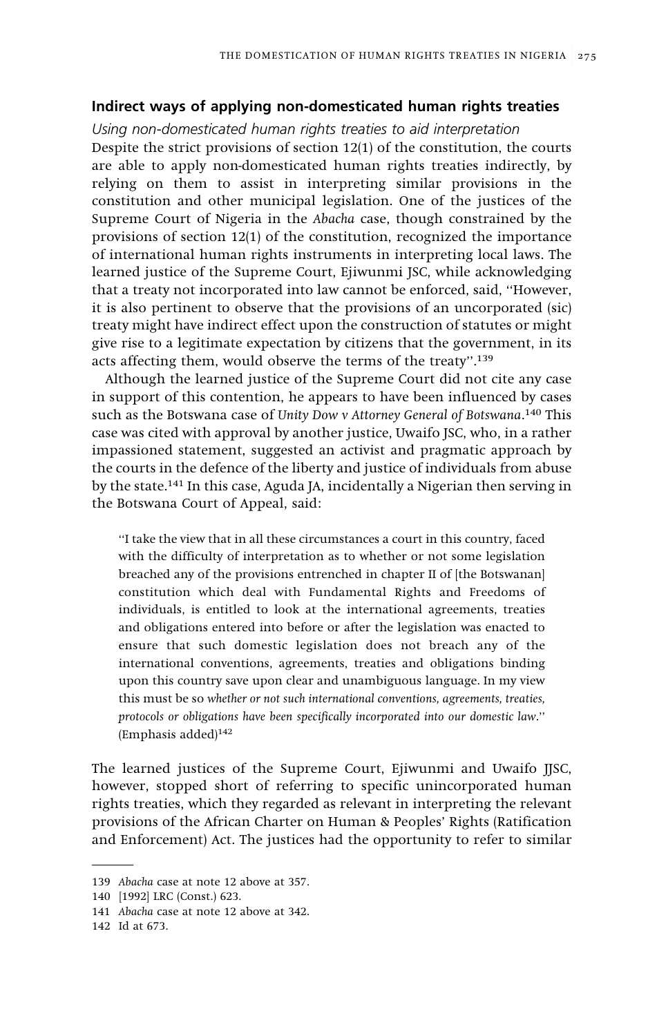## Indirect ways of applying non-domesticated human rights treaties

*Using non-domesticated human rights treaties to aid interpretation*

Despite the strict provisions of section 12(1) of the constitution, the courts are able to apply non-domesticated human rights treaties indirectly, by relying on them to assist in interpreting similar provisions in the constitution and other municipal legislation. One of the justices of the Supreme Court of Nigeria in the *Abacha* case, though constrained by the provisions of section 12(1) of the constitution, recognized the importance of international human rights instruments in interpreting local laws. The learned justice of the Supreme Court, Ejiwunmi JSC, while acknowledging that a treaty not incorporated into law cannot be enforced, said, ''However, it is also pertinent to observe that the provisions of an uncorporated (sic) treaty might have indirect effect upon the construction of statutes or might give rise to a legitimate expectation by citizens that the government, in its acts affecting them, would observe the terms of the treaty''.[139]

Although the learned justice of the Supreme Court did not cite any case in support of this contention, he appears to have been influenced by cases such as the Botswana case of *Unity Dow v Attorney General of Botswana*.[140] This case was cited with approval by another justice, Uwaifo JSC, who, in a rather impassioned statement, suggested an activist and pragmatic approach by the courts in the defence of the liberty and justice of individuals from abuse by the state.[141] In this case, Aguda JA, incidentally a Nigerian then serving in the Botswana Court of Appeal, said:

> ''I take the view that in all these circumstances a court in this country, faced with the difficulty of interpretation as to whether or not some legislation breached any of the provisions entrenched in chapter II of [the Botswanan] constitution which deal with Fundamental Rights and Freedoms of individuals, is entitled to look at the international agreements, treaties and obligations entered into before or after the legislation was enacted to ensure that such domestic legislation does not breach any of the international conventions, agreements, treaties and obligations binding upon this country save upon clear and unambiguous language. In my view this must be so *whether or not such international conventions, agreements, treaties, protocols or obligations have been specifically incorporated into our domestic law*.'' (Emphasis added)[142]

The learned justices of the Supreme Court, Ejiwunmi and Uwaifo JJSC, however, stopped short of referring to specific unincorporated human rights treaties, which they regarded as relevant in interpreting the relevant provisions of the African Charter on Human & Peoples' Rights (Ratification and Enforcement) Act. The justices had the opportunity to refer to similar

---

139 *Abacha* case at note 12 above at 357.

140 [1992] LRC (Const.) 623.

141 *Abacha* case at note 12 above at 342.

142 Id at 673.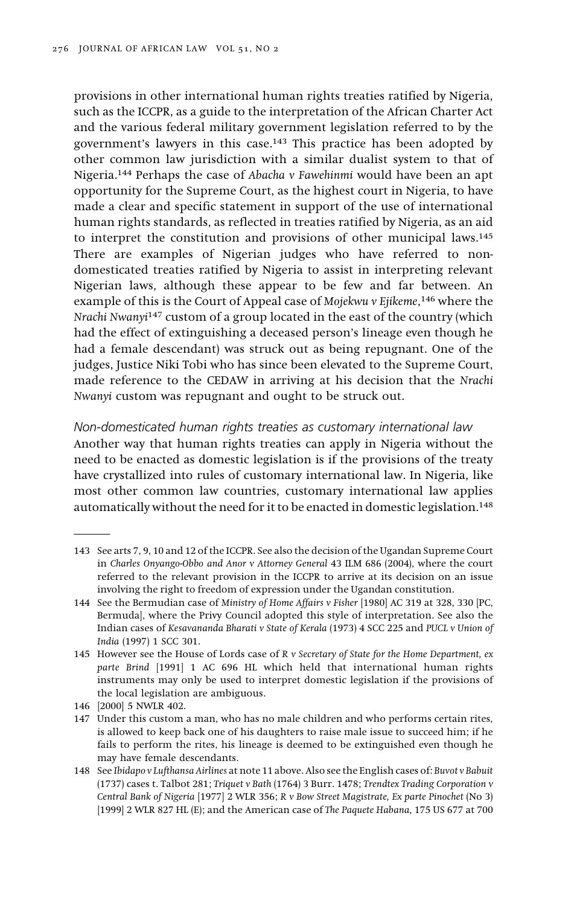provisions in other international human rights treaties ratified by Nigeria, such as the ICCPR, as a guide to the interpretation of the African Charter Act and the various federal military government legislation referred to by the government's lawyers in this case.[143] This practice has been adopted by other common law jurisdiction with a similar dualist system to that of Nigeria.[144] Perhaps the case of *Abacha v Fawehinmi* would have been an apt opportunity for the Supreme Court, as the highest court in Nigeria, to have made a clear and specific statement in support of the use of international human rights standards, as reflected in treaties ratified by Nigeria, as an aid to interpret the constitution and provisions of other municipal laws.[145] There are examples of Nigerian judges who have referred to non-domesticated treaties ratified by Nigeria to assist in interpreting relevant Nigerian laws, although these appear to be few and far between. An example of this is the Court of Appeal case of *Mojekwu v Ejikeme*,[146] where the *Nrachi Nwanyi*[147] custom of a group located in the east of the country (which had the effect of extinguishing a deceased person's lineage even though he had a female descendant) was struck out as being repugnant. One of the judges, Justice Niki Tobi who has since been elevated to the Supreme Court, made reference to the CEDAW in arriving at his decision that the *Nrachi Nwanyi* custom was repugnant and ought to be struck out.

### *Non-domesticated human rights treaties as customary international law*

Another way that human rights treaties can apply in Nigeria without the need to be enacted as domestic legislation is if the provisions of the treaty have crystallized into rules of customary international law. In Nigeria, like most other common law countries, customary international law applies automatically without the need for it to be enacted in domestic legislation.[148]

---

143 See arts 7, 9, 10 and 12 of the ICCPR. See also the decision of the Ugandan Supreme Court in *Charles Onyango-Obbo and Anor v Attorney General* 43 ILM 686 (2004), where the court referred to the relevant provision in the ICCPR to arrive at its decision on an issue involving the right to freedom of expression under the Ugandan constitution.

144 See the Bermudian case of *Ministry of Home Affairs v Fisher* [1980] AC 319 at 328, 330 [PC, Bermuda], where the Privy Council adopted this style of interpretation. See also the Indian cases of *Kesavananda Bharati v State of Kerala* (1973) 4 SCC 225 and *PUCL v Union of India* (1997) 1 SCC 301.

145 However see the House of Lords case of *R v Secretary of State for the Home Department, ex parte Brind* [1991] 1 AC 696 HL which held that international human rights instruments may only be used to interpret domestic legislation if the provisions of the local legislation are ambiguous.

146 [2000] 5 NWLR 402.

147 Under this custom a man, who has no male children and who performs certain rites, is allowed to keep back one of his daughters to raise male issue to succeed him; if he fails to perform the rites, his lineage is deemed to be extinguished even though he may have female descendants.

148 See *Ibidapo v Lufthansa Airlines* at note 11 above. Also see the English cases of: *Buvot v Babuit* (1737) cases t. Talbot 281; *Triquet v Bath* (1764) 3 Burr. 1478; *Trendtex Trading Corporation v Central Bank of Nigeria* [1977] 2 WLR 356; *R v Bow Street Magistrate, Ex parte Pinochet* (No 3) [1999] 2 WLR 827 HL (E); and the American case of *The Paquete Habana*, 175 US 677 at 700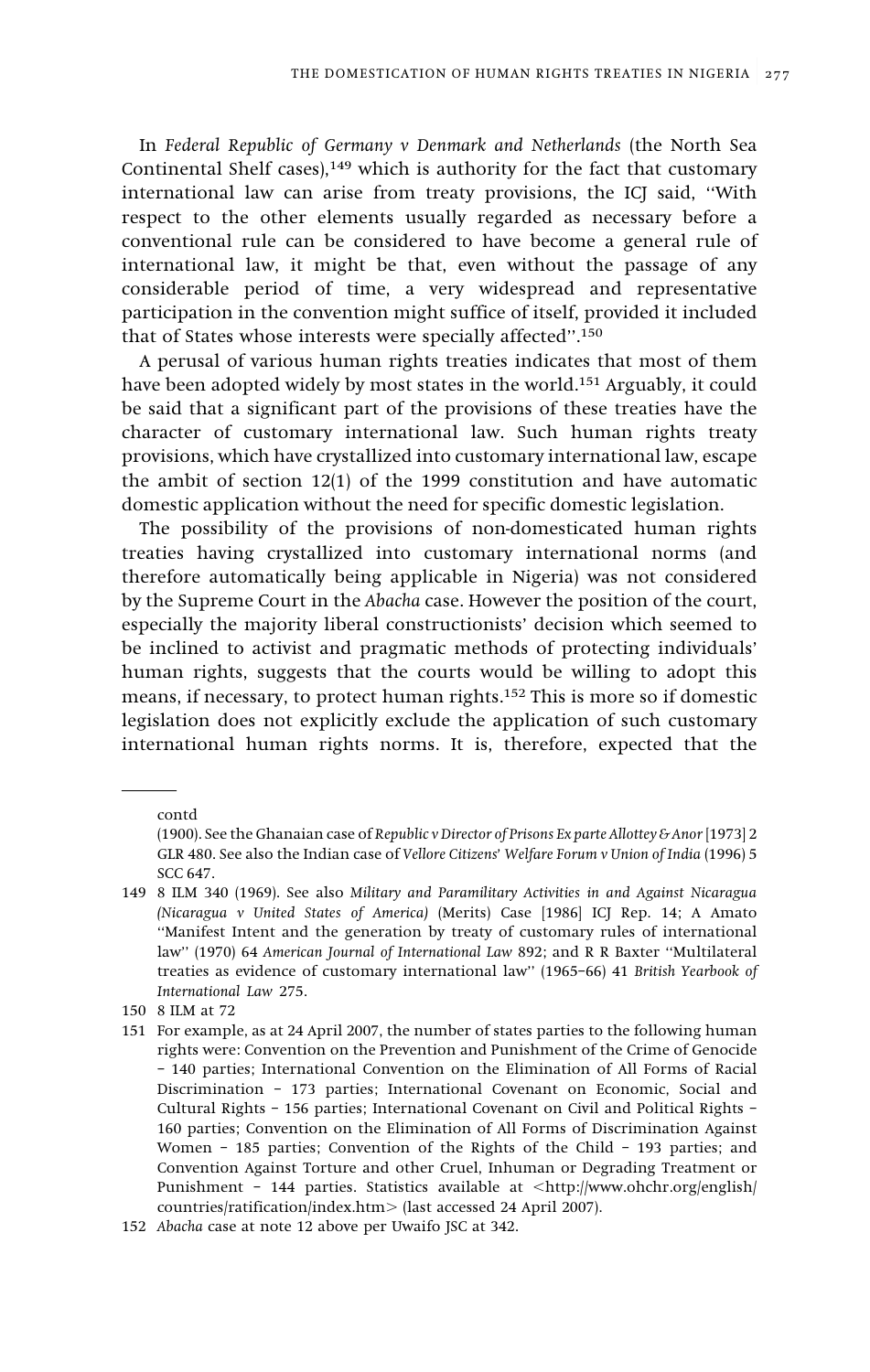In *Federal Republic of Germany v Denmark and Netherlands* (the North Sea Continental Shelf cases),[149] which is authority for the fact that customary international law can arise from treaty provisions, the ICJ said, ''With respect to the other elements usually regarded as necessary before a conventional rule can be considered to have become a general rule of international law, it might be that, even without the passage of any considerable period of time, a very widespread and representative participation in the convention might suffice of itself, provided it included that of States whose interests were specially affected''.[150]

A perusal of various human rights treaties indicates that most of them have been adopted widely by most states in the world.[151] Arguably, it could be said that a significant part of the provisions of these treaties have the character of customary international law. Such human rights treaty provisions, which have crystallized into customary international law, escape the ambit of section 12(1) of the 1999 constitution and have automatic domestic application without the need for specific domestic legislation.

The possibility of the provisions of non-domesticated human rights treaties having crystallized into customary international norms (and therefore automatically being applicable in Nigeria) was not considered by the Supreme Court in the *Abacha* case. However the position of the court, especially the majority liberal constructionists' decision which seemed to be inclined to activist and pragmatic methods of protecting individuals' human rights, suggests that the courts would be willing to adopt this means, if necessary, to protect human rights.[152] This is more so if domestic legislation does not explicitly exclude the application of such customary international human rights norms. It is, therefore, expected that the

---

contd

(1900). See the Ghanaian case of *Republic v Director of Prisons Ex parte Allottey & Anor* [1973] 2 GLR 480. See also the Indian case of *Vellore Citizens' Welfare Forum v Union of India* (1996) 5 SCC 647.

149 8 ILM 340 (1969). See also *Military and Paramilitary Activities in and Against Nicaragua (Nicaragua v United States of America)* (Merits) Case [1986] ICJ Rep. 14; A Amato ''Manifest Intent and the generation by treaty of customary rules of international law'' (1970) 64 *American Journal of International Law* 892; and R R Baxter ''Multilateral treaties as evidence of customary international law'' (1965–66) 41 *British Yearbook of International Law* 275.

150 8 ILM at 72

151 For example, as at 24 April 2007, the number of states parties to the following human rights were: Convention on the Prevention and Punishment of the Crime of Genocide – 140 parties; International Convention on the Elimination of All Forms of Racial Discrimination – 173 parties; International Covenant on Economic, Social and Cultural Rights – 156 parties; International Covenant on Civil and Political Rights – 160 parties; Convention on the Elimination of All Forms of Discrimination Against Women – 185 parties; Convention of the Rights of the Child – 193 parties; and Convention Against Torture and other Cruel, Inhuman or Degrading Treatment or Punishment – 144 parties. Statistics available at <http://www.ohchr.org/english/countries/ratification/index.htm> (last accessed 24 April 2007).

152 *Abacha* case at note 12 above per Uwaifo JSC at 342.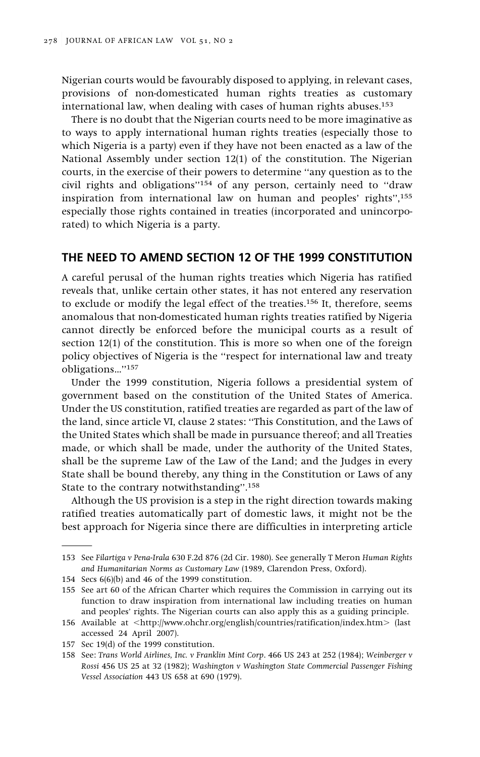Nigerian courts would be favourably disposed to applying, in relevant cases, provisions of non-domesticated human rights treaties as customary international law, when dealing with cases of human rights abuses.[153]

There is no doubt that the Nigerian courts need to be more imaginative as to ways to apply international human rights treaties (especially those to which Nigeria is a party) even if they have not been enacted as a law of the National Assembly under section 12(1) of the constitution. The Nigerian courts, in the exercise of their powers to determine "any question as to the civil rights and obligations"[154] of any person, certainly need to "draw inspiration from international law on human and peoples' rights",[155] especially those rights contained in treaties (incorporated and unincorporated) to which Nigeria is a party.

## THE NEED TO AMEND SECTION 12 OF THE 1999 CONSTITUTION

A careful perusal of the human rights treaties which Nigeria has ratified reveals that, unlike certain other states, it has not entered any reservation to exclude or modify the legal effect of the treaties.[156] It, therefore, seems anomalous that non-domesticated human rights treaties ratified by Nigeria cannot directly be enforced before the municipal courts as a result of section 12(1) of the constitution. This is more so when one of the foreign policy objectives of Nigeria is the "respect for international law and treaty obligations..."[157]

Under the 1999 constitution, Nigeria follows a presidential system of government based on the constitution of the United States of America. Under the US constitution, ratified treaties are regarded as part of the law of the land, since article VI, clause 2 states: "This Constitution, and the Laws of the United States which shall be made in pursuance thereof; and all Treaties made, or which shall be made, under the authority of the United States, shall be the supreme Law of the Law of the Land; and the Judges in every State shall be bound thereby, any thing in the Constitution or Laws of any State to the contrary notwithstanding".[158]

Although the US provision is a step in the right direction towards making ratified treaties automatically part of domestic laws, it might not be the best approach for Nigeria since there are difficulties in interpreting article

---

153 See *Filartiga v Pena-Irala* 630 F.2d 876 (2d Cir. 1980). See generally T Meron *Human Rights and Humanitarian Norms as Customary Law* (1989, Clarendon Press, Oxford).

154 Secs 6(6)(b) and 46 of the 1999 constitution.

155 See art 60 of the African Charter which requires the Commission in carrying out its function to draw inspiration from international law including treaties on human and peoples' rights. The Nigerian courts can also apply this as a guiding principle.

156 Available at <http://www.ohchr.org/english/countries/ratification/index.htm> (last accessed 24 April 2007).

157 Sec 19(d) of the 1999 constitution.

158 See: *Trans World Airlines, Inc. v Franklin Mint Corp*. 466 US 243 at 252 (1984); *Weinberger v Rossi* 456 US 25 at 32 (1982); *Washington v Washington State Commercial Passenger Fishing Vessel Association* 443 US 658 at 690 (1979).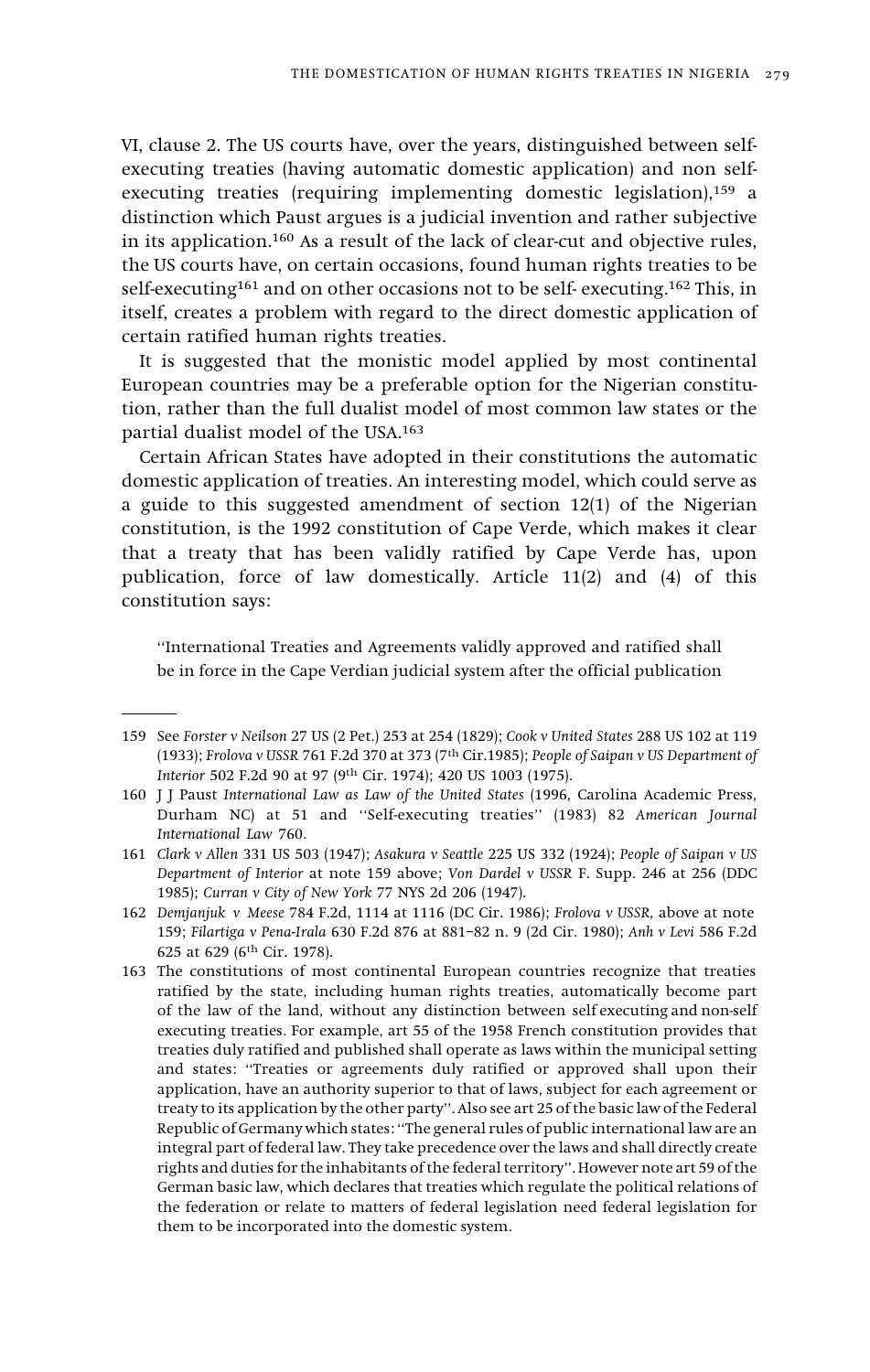VI, clause 2. The US courts have, over the years, distinguished between self-executing treaties (having automatic domestic application) and non self-executing treaties (requiring implementing domestic legislation),[159] a distinction which Paust argues is a judicial invention and rather subjective in its application.[160] As a result of the lack of clear-cut and objective rules, the US courts have, on certain occasions, found human rights treaties to be self-executing[161] and on other occasions not to be self- executing.[162] This, in itself, creates a problem with regard to the direct domestic application of certain ratified human rights treaties.

It is suggested that the monistic model applied by most continental European countries may be a preferable option for the Nigerian constitution, rather than the full dualist model of most common law states or the partial dualist model of the USA.[163]

Certain African States have adopted in their constitutions the automatic domestic application of treaties. An interesting model, which could serve as a guide to this suggested amendment of section 12(1) of the Nigerian constitution, is the 1992 constitution of Cape Verde, which makes it clear that a treaty that has been validly ratified by Cape Verde has, upon publication, force of law domestically. Article 11(2) and (4) of this constitution says:

> "International Treaties and Agreements validly approved and ratified shall be in force in the Cape Verdian judicial system after the official publication

---

159 See *Forster v Neilson* 27 US (2 Pet.) 253 at 254 (1829); *Cook v United States* 288 US 102 at 119 (1933); *Frolova v USSR* 761 F.2d 370 at 373 (7th Cir.1985); *People of Saipan v US Department of Interior* 502 F.2d 90 at 97 (9th Cir. 1974); 420 US 1003 (1975).

160 J J Paust *International Law as Law of the United States* (1996, Carolina Academic Press, Durham NC) at 51 and "Self-executing treaties" (1983) 82 *American Journal International Law* 760.

161 *Clark v Allen* 331 US 503 (1947); *Asakura v Seattle* 225 US 332 (1924); *People of Saipan v US Department of Interior* at note 159 above; *Von Dardel v USSR* F. Supp. 246 at 256 (DDC 1985); *Curran v City of New York* 77 NYS 2d 206 (1947).

162 *Demjanjuk v Meese* 784 F.2d, 1114 at 1116 (DC Cir. 1986); *Frolova v USSR,* above at note 159; *Filartiga v Pena-Irala* 630 F.2d 876 at 881–82 n. 9 (2d Cir. 1980); *Anh v Levi* 586 F.2d 625 at 629 (6th Cir. 1978).

163 The constitutions of most continental European countries recognize that treaties ratified by the state, including human rights treaties, automatically become part of the law of the land, without any distinction between self executing and non-self executing treaties. For example, art 55 of the 1958 French constitution provides that treaties duly ratified and published shall operate as laws within the municipal setting and states: "Treaties or agreements duly ratified or approved shall upon their application, have an authority superior to that of laws, subject for each agreement or treaty to its application by the other party". Also see art 25 of the basic law of the Federal Republic of Germany which states: "The general rules of public international law are an integral part of federal law. They take precedence over the laws and shall directly create rights and duties for the inhabitants of the federal territory". However note art 59 of the German basic law, which declares that treaties which regulate the political relations of the federation or relate to matters of federal legislation need federal legislation for them to be incorporated into the domestic system.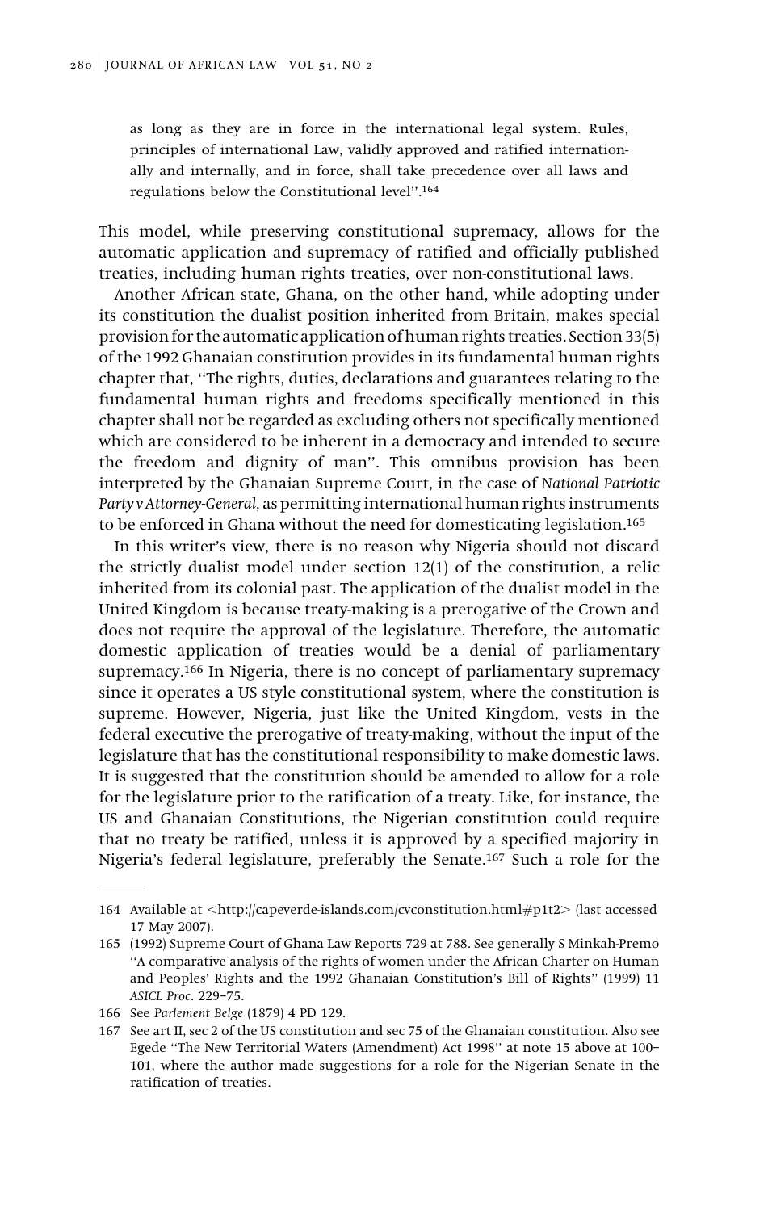> as long as they are in force in the international legal system. Rules, principles of international Law, validly approved and ratified internationally and internally, and in force, shall take precedence over all laws and regulations below the Constitutional level".[164]

This model, while preserving constitutional supremacy, allows for the automatic application and supremacy of ratified and officially published treaties, including human rights treaties, over non-constitutional laws.

Another African state, Ghana, on the other hand, while adopting under its constitution the dualist position inherited from Britain, makes special provision for the automatic application of human rights treaties. Section 33(5) of the 1992 Ghanaian constitution provides in its fundamental human rights chapter that, "The rights, duties, declarations and guarantees relating to the fundamental human rights and freedoms specifically mentioned in this chapter shall not be regarded as excluding others not specifically mentioned which are considered to be inherent in a democracy and intended to secure the freedom and dignity of man". This omnibus provision has been interpreted by the Ghanaian Supreme Court, in the case of *National Patriotic Party v Attorney-General*, as permitting international human rights instruments to be enforced in Ghana without the need for domesticating legislation.[165]

In this writer's view, there is no reason why Nigeria should not discard the strictly dualist model under section 12(1) of the constitution, a relic inherited from its colonial past. The application of the dualist model in the United Kingdom is because treaty-making is a prerogative of the Crown and does not require the approval of the legislature. Therefore, the automatic domestic application of treaties would be a denial of parliamentary supremacy.[166] In Nigeria, there is no concept of parliamentary supremacy since it operates a US style constitutional system, where the constitution is supreme. However, Nigeria, just like the United Kingdom, vests in the federal executive the prerogative of treaty-making, without the input of the legislature that has the constitutional responsibility to make domestic laws. It is suggested that the constitution should be amended to allow for a role for the legislature prior to the ratification of a treaty. Like, for instance, the US and Ghanaian Constitutions, the Nigerian constitution could require that no treaty be ratified, unless it is approved by a specified majority in Nigeria's federal legislature, preferably the Senate.[167] Such a role for the

---

164 Available at <http://capeverde-islands.com/cvconstitution.html#p1t2> (last accessed 17 May 2007).

165 (1992) Supreme Court of Ghana Law Reports 729 at 788. See generally S Minkah-Premo "A comparative analysis of the rights of women under the African Charter on Human and Peoples' Rights and the 1992 Ghanaian Constitution's Bill of Rights" (1999) 11 *ASICL Proc*. 229–75.

166 See *Parlement Belge* (1879) 4 PD 129.

167 See art II, sec 2 of the US constitution and sec 75 of the Ghanaian constitution. Also see Egede "The New Territorial Waters (Amendment) Act 1998" at note 15 above at 100–101, where the author made suggestions for a role for the Nigerian Senate in the ratification of treaties.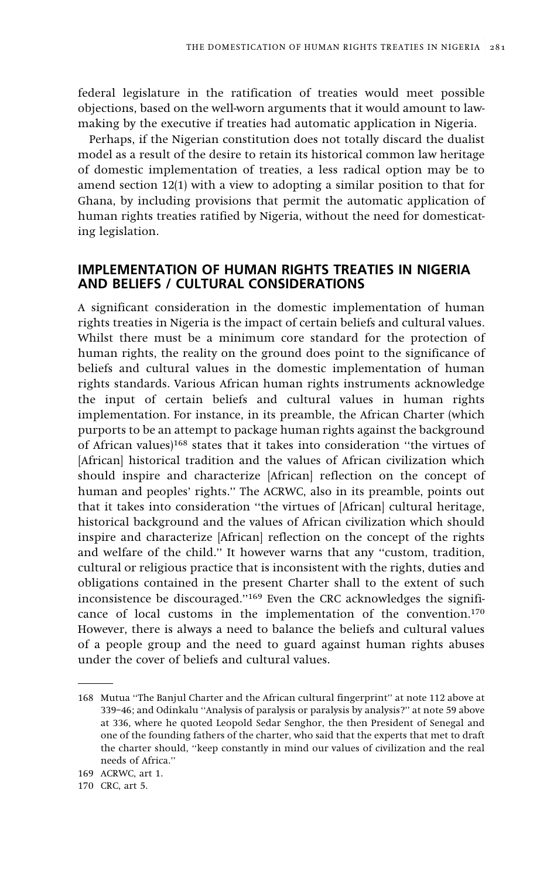federal legislature in the ratification of treaties would meet possible objections, based on the well-worn arguments that it would amount to law-making by the executive if treaties had automatic application in Nigeria.

Perhaps, if the Nigerian constitution does not totally discard the dualist model as a result of the desire to retain its historical common law heritage of domestic implementation of treaties, a less radical option may be to amend section 12(1) with a view to adopting a similar position to that for Ghana, by including provisions that permit the automatic application of human rights treaties ratified by Nigeria, without the need for domesticating legislation.

## IMPLEMENTATION OF HUMAN RIGHTS TREATIES IN NIGERIA AND BELIEFS / CULTURAL CONSIDERATIONS

A significant consideration in the domestic implementation of human rights treaties in Nigeria is the impact of certain beliefs and cultural values. Whilst there must be a minimum core standard for the protection of human rights, the reality on the ground does point to the significance of beliefs and cultural values in the domestic implementation of human rights standards. Various African human rights instruments acknowledge the input of certain beliefs and cultural values in human rights implementation. For instance, in its preamble, the African Charter (which purports to be an attempt to package human rights against the background of African values)[168] states that it takes into consideration "the virtues of [African] historical tradition and the values of African civilization which should inspire and characterize [African] reflection on the concept of human and peoples' rights." The ACRWC, also in its preamble, points out that it takes into consideration "the virtues of [African] cultural heritage, historical background and the values of African civilization which should inspire and characterize [African] reflection on the concept of the rights and welfare of the child." It however warns that any "custom, tradition, cultural or religious practice that is inconsistent with the rights, duties and obligations contained in the present Charter shall to the extent of such inconsistence be discouraged."[169] Even the CRC acknowledges the significance of local customs in the implementation of the convention.[170] However, there is always a need to balance the beliefs and cultural values of a people group and the need to guard against human rights abuses under the cover of beliefs and cultural values.

---

168 Mutua "The Banjul Charter and the African cultural fingerprint" at note 112 above at 339–46; and Odinkalu "Analysis of paralysis or paralysis by analysis?" at note 59 above at 336, where he quoted Leopold Sedar Senghor, the then President of Senegal and one of the founding fathers of the charter, who said that the experts that met to draft the charter should, "keep constantly in mind our values of civilization and the real needs of Africa."

169 ACRWC, art 1.

170 CRC, art 5.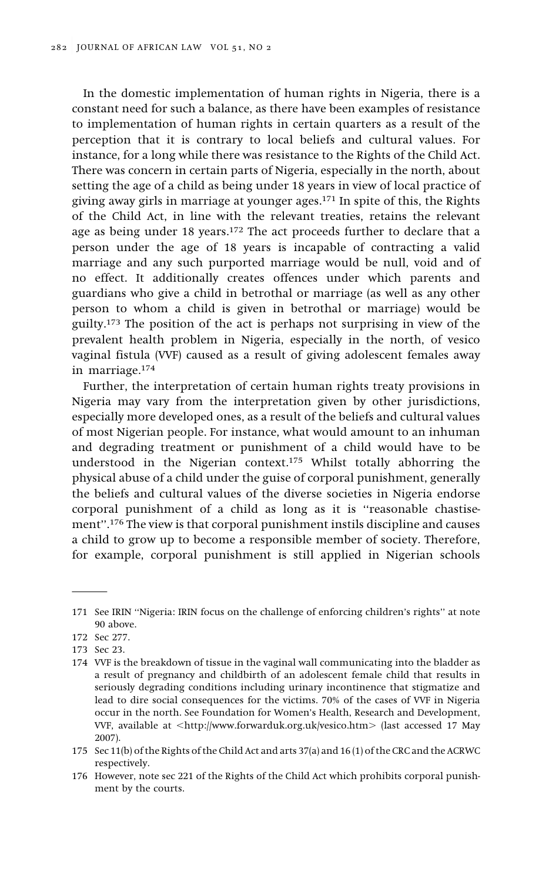In the domestic implementation of human rights in Nigeria, there is a constant need for such a balance, as there have been examples of resistance to implementation of human rights in certain quarters as a result of the perception that it is contrary to local beliefs and cultural values. For instance, for a long while there was resistance to the Rights of the Child Act. There was concern in certain parts of Nigeria, especially in the north, about setting the age of a child as being under 18 years in view of local practice of giving away girls in marriage at younger ages.[171] In spite of this, the Rights of the Child Act, in line with the relevant treaties, retains the relevant age as being under 18 years.[172] The act proceeds further to declare that a person under the age of 18 years is incapable of contracting a valid marriage and any such purported marriage would be null, void and of no effect. It additionally creates offences under which parents and guardians who give a child in betrothal or marriage (as well as any other person to whom a child is given in betrothal or marriage) would be guilty.[173] The position of the act is perhaps not surprising in view of the prevalent health problem in Nigeria, especially in the north, of vesico vaginal fistula (VVF) caused as a result of giving adolescent females away in marriage.[174]

Further, the interpretation of certain human rights treaty provisions in Nigeria may vary from the interpretation given by other jurisdictions, especially more developed ones, as a result of the beliefs and cultural values of most Nigerian people. For instance, what would amount to an inhuman and degrading treatment or punishment of a child would have to be understood in the Nigerian context.[175] Whilst totally abhorring the physical abuse of a child under the guise of corporal punishment, generally the beliefs and cultural values of the diverse societies in Nigeria endorse corporal punishment of a child as long as it is "reasonable chastisement".[176] The view is that corporal punishment instils discipline and causes a child to grow up to become a responsible member of society. Therefore, for example, corporal punishment is still applied in Nigerian schools

---

171 See IRIN "Nigeria: IRIN focus on the challenge of enforcing children's rights" at note 90 above.

172 Sec 277.

173 Sec 23.

174 VVF is the breakdown of tissue in the vaginal wall communicating into the bladder as a result of pregnancy and childbirth of an adolescent female child that results in seriously degrading conditions including urinary incontinence that stigmatize and lead to dire social consequences for the victims. 70% of the cases of VVF in Nigeria occur in the north. See Foundation for Women's Health, Research and Development, VVF, available at <http://www.forwarduk.org.uk/vesico.htm> (last accessed 17 May 2007).

175 Sec 11(b) of the Rights of the Child Act and arts 37(a) and 16 (1) of the CRC and the ACRWC respectively.

176 However, note sec 221 of the Rights of the Child Act which prohibits corporal punishment by the courts.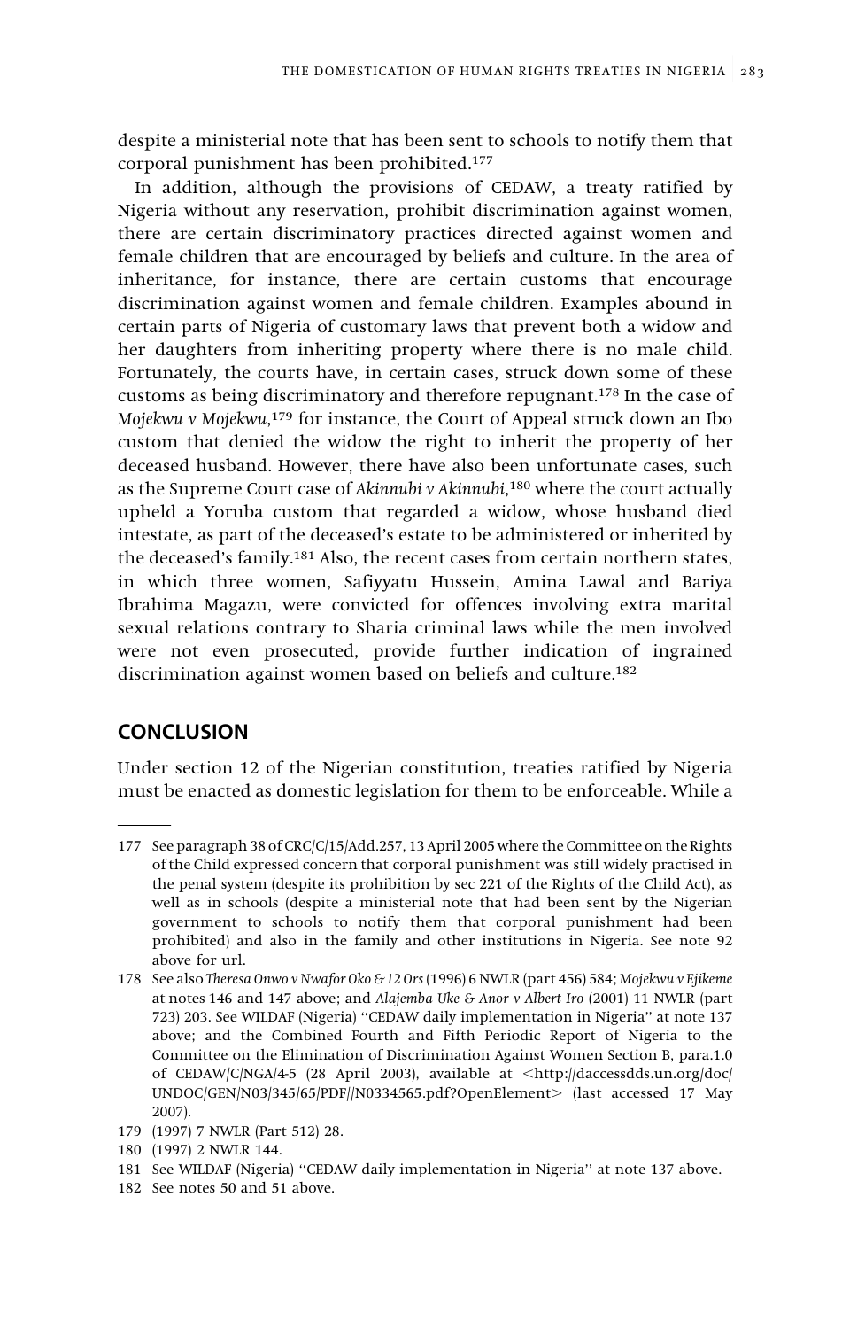despite a ministerial note that has been sent to schools to notify them that corporal punishment has been prohibited.[177]

In addition, although the provisions of CEDAW, a treaty ratified by Nigeria without any reservation, prohibit discrimination against women, there are certain discriminatory practices directed against women and female children that are encouraged by beliefs and culture. In the area of inheritance, for instance, there are certain customs that encourage discrimination against women and female children. Examples abound in certain parts of Nigeria of customary laws that prevent both a widow and her daughters from inheriting property where there is no male child. Fortunately, the courts have, in certain cases, struck down some of these customs as being discriminatory and therefore repugnant.[178] In the case of *Mojekwu v Mojekwu*,[179] for instance, the Court of Appeal struck down an Ibo custom that denied the widow the right to inherit the property of her deceased husband. However, there have also been unfortunate cases, such as the Supreme Court case of *Akinnubi v Akinnubi*,[180] where the court actually upheld a Yoruba custom that regarded a widow, whose husband died intestate, as part of the deceased's estate to be administered or inherited by the deceased's family.[181] Also, the recent cases from certain northern states, in which three women, Safiyyatu Hussein, Amina Lawal and Bariya Ibrahima Magazu, were convicted for offences involving extra marital sexual relations contrary to Sharia criminal laws while the men involved were not even prosecuted, provide further indication of ingrained discrimination against women based on beliefs and culture.[182]

## CONCLUSION

Under section 12 of the Nigerian constitution, treaties ratified by Nigeria must be enacted as domestic legislation for them to be enforceable. While a

---

177 See paragraph 38 of CRC/C/15/Add.257, 13 April 2005 where the Committee on the Rights of the Child expressed concern that corporal punishment was still widely practised in the penal system (despite its prohibition by sec 221 of the Rights of the Child Act), as well as in schools (despite a ministerial note that had been sent by the Nigerian government to schools to notify them that corporal punishment had been prohibited) and also in the family and other institutions in Nigeria. See note 92 above for url.

178 See also *Theresa Onwo v Nwafor Oko & 12 Ors* (1996) 6 NWLR (part 456) 584; *Mojekwu v Ejikeme* at notes 146 and 147 above; and *Alajemba Uke & Anor v Albert Iro* (2001) 11 NWLR (part 723) 203. See WILDAF (Nigeria) "CEDAW daily implementation in Nigeria" at note 137 above; and the Combined Fourth and Fifth Periodic Report of Nigeria to the Committee on the Elimination of Discrimination Against Women Section B, para.1.0 of CEDAW/C/NGA/4-5 (28 April 2003), available at <http://daccessdds.un.org/doc/UNDOC/GEN/N03/345/65/PDF//N0334565.pdf?OpenElement> (last accessed 17 May 2007).

179 (1997) 7 NWLR (Part 512) 28.

180 (1997) 2 NWLR 144.

181 See WILDAF (Nigeria) "CEDAW daily implementation in Nigeria" at note 137 above.

182 See notes 50 and 51 above.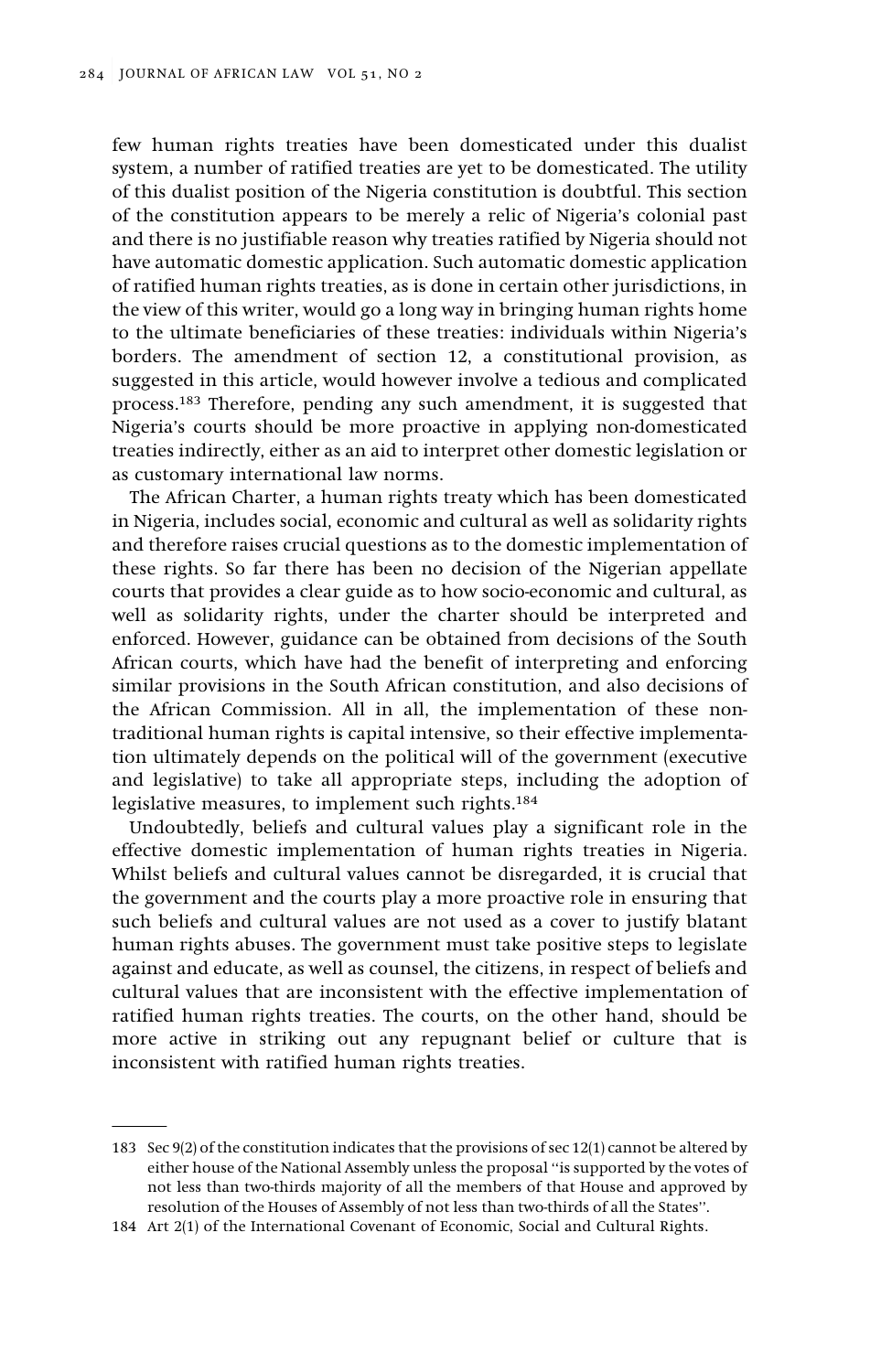few human rights treaties have been domesticated under this dualist system, a number of ratified treaties are yet to be domesticated. The utility of this dualist position of the Nigeria constitution is doubtful. This section of the constitution appears to be merely a relic of Nigeria's colonial past and there is no justifiable reason why treaties ratified by Nigeria should not have automatic domestic application. Such automatic domestic application of ratified human rights treaties, as is done in certain other jurisdictions, in the view of this writer, would go a long way in bringing human rights home to the ultimate beneficiaries of these treaties: individuals within Nigeria's borders. The amendment of section 12, a constitutional provision, as suggested in this article, would however involve a tedious and complicated process.[183] Therefore, pending any such amendment, it is suggested that Nigeria's courts should be more proactive in applying non-domesticated treaties indirectly, either as an aid to interpret other domestic legislation or as customary international law norms.

The African Charter, a human rights treaty which has been domesticated in Nigeria, includes social, economic and cultural as well as solidarity rights and therefore raises crucial questions as to the domestic implementation of these rights. So far there has been no decision of the Nigerian appellate courts that provides a clear guide as to how socio-economic and cultural, as well as solidarity rights, under the charter should be interpreted and enforced. However, guidance can be obtained from decisions of the South African courts, which have had the benefit of interpreting and enforcing similar provisions in the South African constitution, and also decisions of the African Commission. All in all, the implementation of these non-traditional human rights is capital intensive, so their effective implementation ultimately depends on the political will of the government (executive and legislative) to take all appropriate steps, including the adoption of legislative measures, to implement such rights.[184]

Undoubtedly, beliefs and cultural values play a significant role in the effective domestic implementation of human rights treaties in Nigeria. Whilst beliefs and cultural values cannot be disregarded, it is crucial that the government and the courts play a more proactive role in ensuring that such beliefs and cultural values are not used as a cover to justify blatant human rights abuses. The government must take positive steps to legislate against and educate, as well as counsel, the citizens, in respect of beliefs and cultural values that are inconsistent with the effective implementation of ratified human rights treaties. The courts, on the other hand, should be more active in striking out any repugnant belief or culture that is inconsistent with ratified human rights treaties.

---

183 Sec 9(2) of the constitution indicates that the provisions of sec 12(1) cannot be altered by either house of the National Assembly unless the proposal "is supported by the votes of not less than two-thirds majority of all the members of that House and approved by resolution of the Houses of Assembly of not less than two-thirds of all the States".

184 Art 2(1) of the International Covenant of Economic, Social and Cultural Rights.